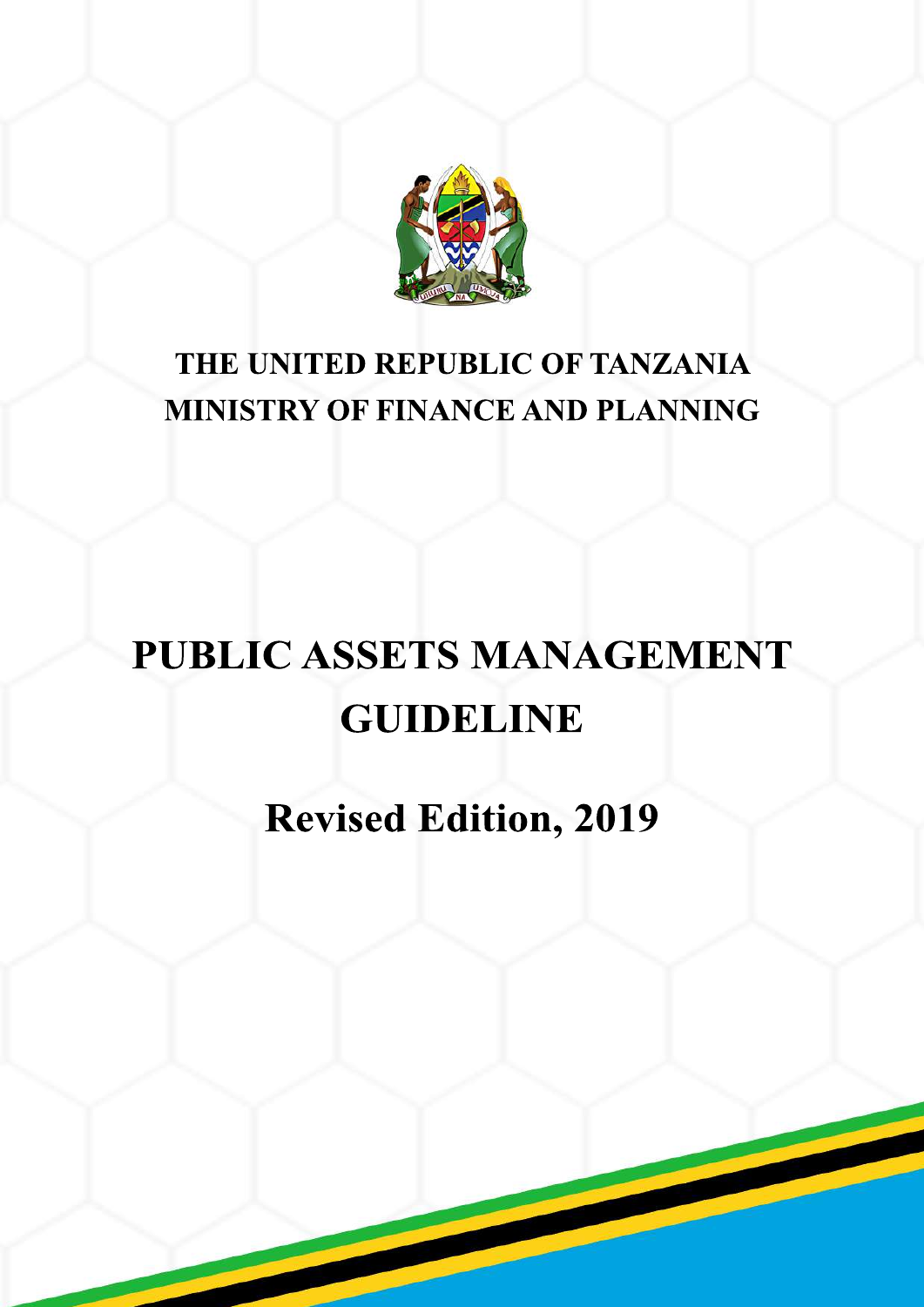**THE UNITED REPUBLIC OF TANZANIA**
**MINISTRY OF FINANCE AND PLANNING**

# PUBLIC ASSETS MANAGEMENT GUIDELINE

## Revised Edition, 2019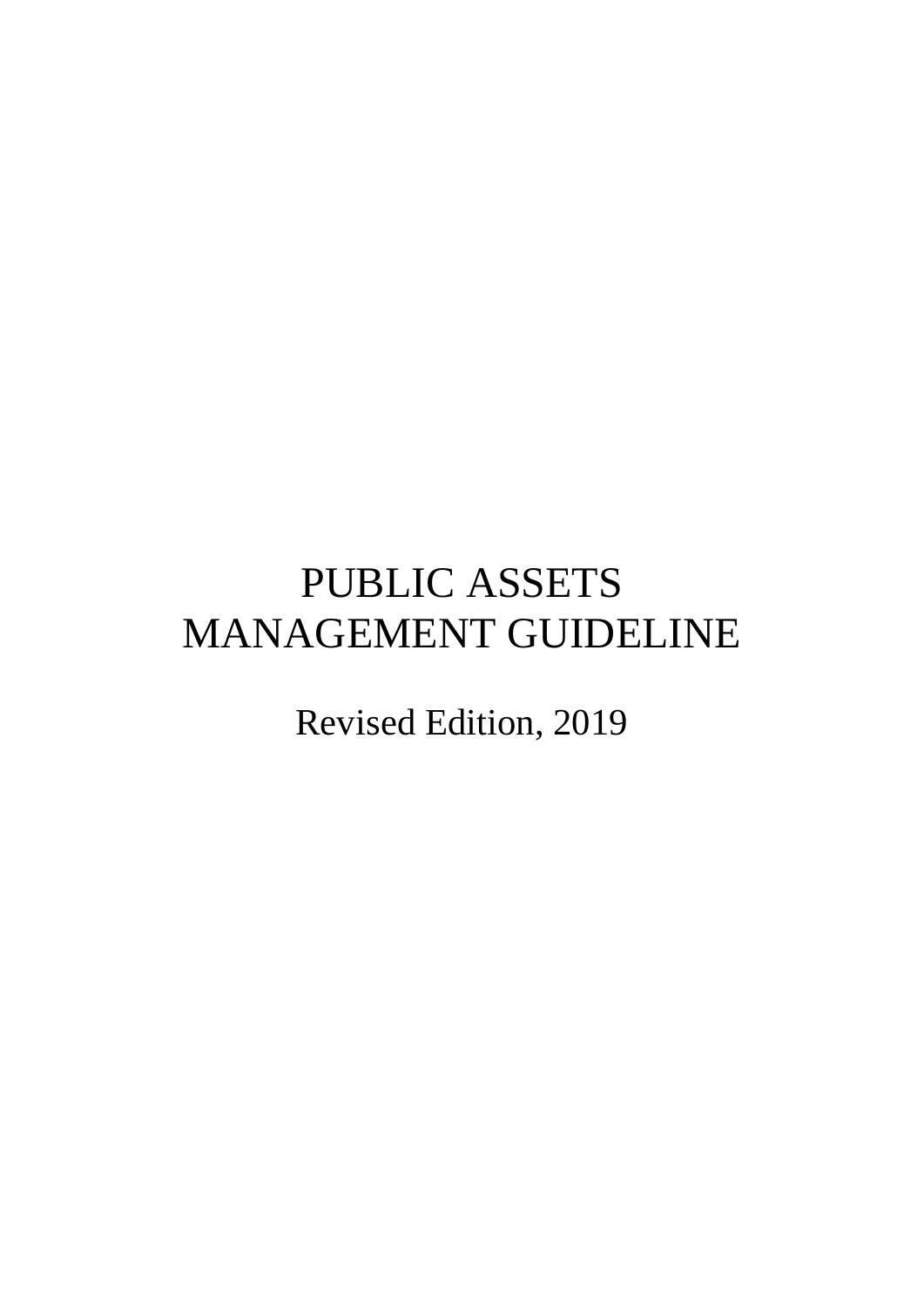# PUBLIC ASSETS MANAGEMENT GUIDELINE

Revised Edition, 2019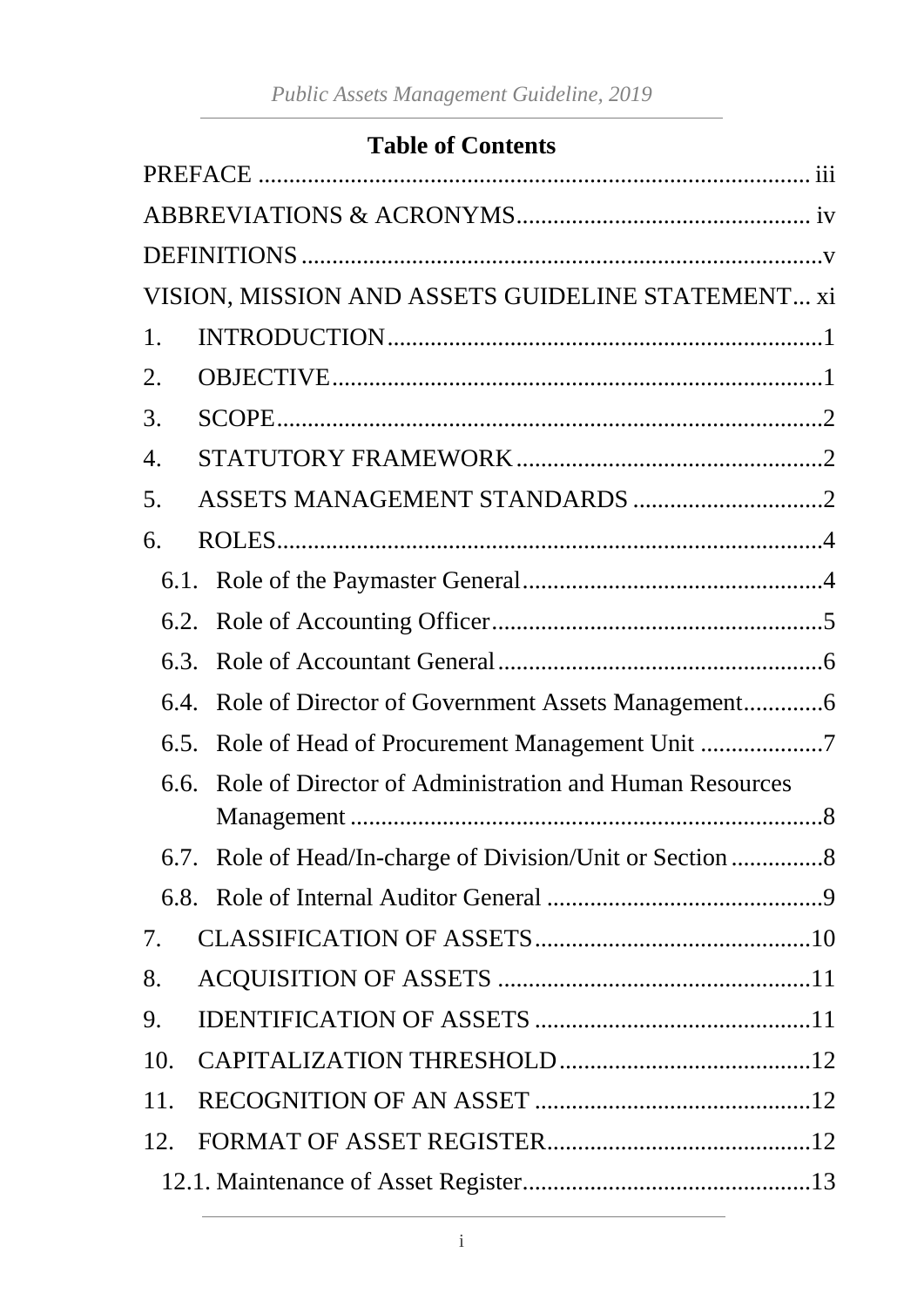# Table of Contents

PREFACE ........................................................................................ iii

ABBREVIATIONS & ACRONYMS................................................ iv

DEFINITIONS .....................................................................................v

VISION, MISSION AND ASSETS GUIDELINE STATEMENT... xi

1. INTRODUCTION......................................................................1
2. OBJECTIVE...............................................................................1
3. SCOPE........................................................................................2
4. STATUTORY FRAMEWORK..................................................2
5. ASSETS MANAGEMENT STANDARDS ...............................2
6. ROLES........................................................................................4
   - 6.1. Role of the Paymaster General.................................................4
   - 6.2. Role of Accounting Officer......................................................5
   - 6.3. Role of Accountant General.....................................................6
   - 6.4. Role of Director of Government Assets Management............6
   - 6.5. Role of Head of Procurement Management Unit ....................7
   - 6.6. Role of Director of Administration and Human Resources Management ............................................................................8
   - 6.7. Role of Head/In-charge of Division/Unit or Section ..............8
   - 6.8. Role of Internal Auditor General .............................................9
7. CLASSIFICATION OF ASSETS.............................................10
8. ACQUISITION OF ASSETS ...................................................11
9. IDENTIFICATION OF ASSETS .............................................11
10. CAPITALIZATION THRESHOLD.........................................12
11. RECOGNITION OF AN ASSET .............................................12
12. FORMAT OF ASSET REGISTER...........................................12
    - 12.1. Maintenance of Asset Register...............................................13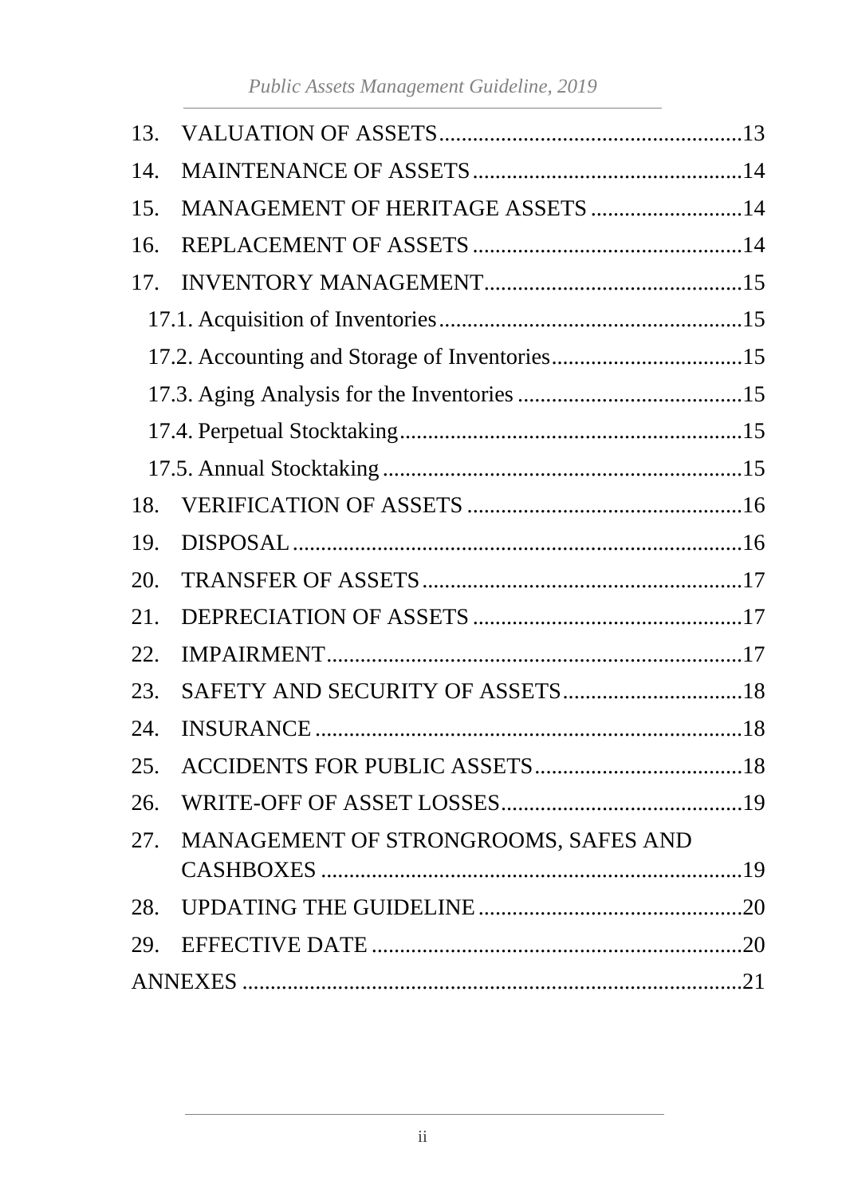13. VALUATION OF ASSETS.....................................................13
14. MAINTENANCE OF ASSETS................................................14
15. MANAGEMENT OF HERITAGE ASSETS ...........................14
16. REPLACEMENT OF ASSETS ................................................14
17. INVENTORY MANAGEMENT..............................................15
    - 17.1. Acquisition of Inventories......................................................15
    - 17.2. Accounting and Storage of Inventories..................................15
    - 17.3. Aging Analysis for the Inventories ........................................15
    - 17.4. Perpetual Stocktaking.............................................................15
    - 17.5. Annual Stocktaking ................................................................15
18. VERIFICATION OF ASSETS .................................................16
19. DISPOSAL................................................................................16
20. TRANSFER OF ASSETS.........................................................17
21. DEPRECIATION OF ASSETS ................................................17
22. IMPAIRMENT..........................................................................17
23. SAFETY AND SECURITY OF ASSETS................................18
24. INSURANCE ............................................................................18
25. ACCIDENTS FOR PUBLIC ASSETS.....................................18
26. WRITE-OFF OF ASSET LOSSES............................................19
27. MANAGEMENT OF STRONGROOMS, SAFES AND CASHBOXES ............................................................................19
28. UPDATING THE GUIDELINE ................................................20
29. EFFECTIVE DATE ...................................................................20

ANNEXES ..........................................................................................21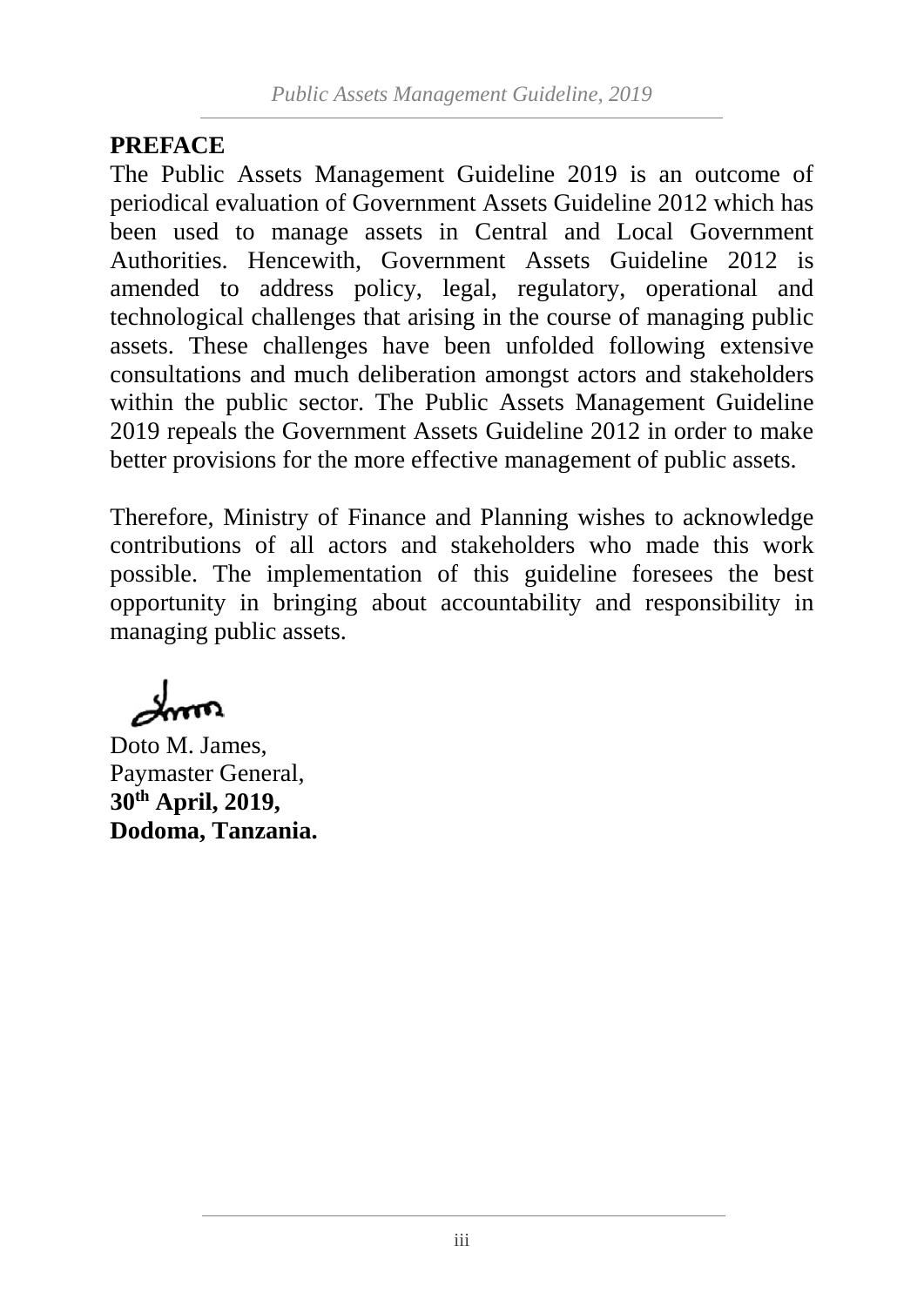## PREFACE

The Public Assets Management Guideline 2019 is an outcome of periodical evaluation of Government Assets Guideline 2012 which has been used to manage assets in Central and Local Government Authorities. Hencewith, Government Assets Guideline 2012 is amended to address policy, legal, regulatory, operational and technological challenges that arising in the course of managing public assets. These challenges have been unfolded following extensive consultations and much deliberation amongst actors and stakeholders within the public sector. The Public Assets Management Guideline 2019 repeals the Government Assets Guideline 2012 in order to make better provisions for the more effective management of public assets.

Therefore, Ministry of Finance and Planning wishes to acknowledge contributions of all actors and stakeholders who made this work possible. The implementation of this guideline foresees the best opportunity in bringing about accountability and responsibility in managing public assets.

Doto M. James,
Paymaster General,
**30th April, 2019,**
**Dodoma, Tanzania.**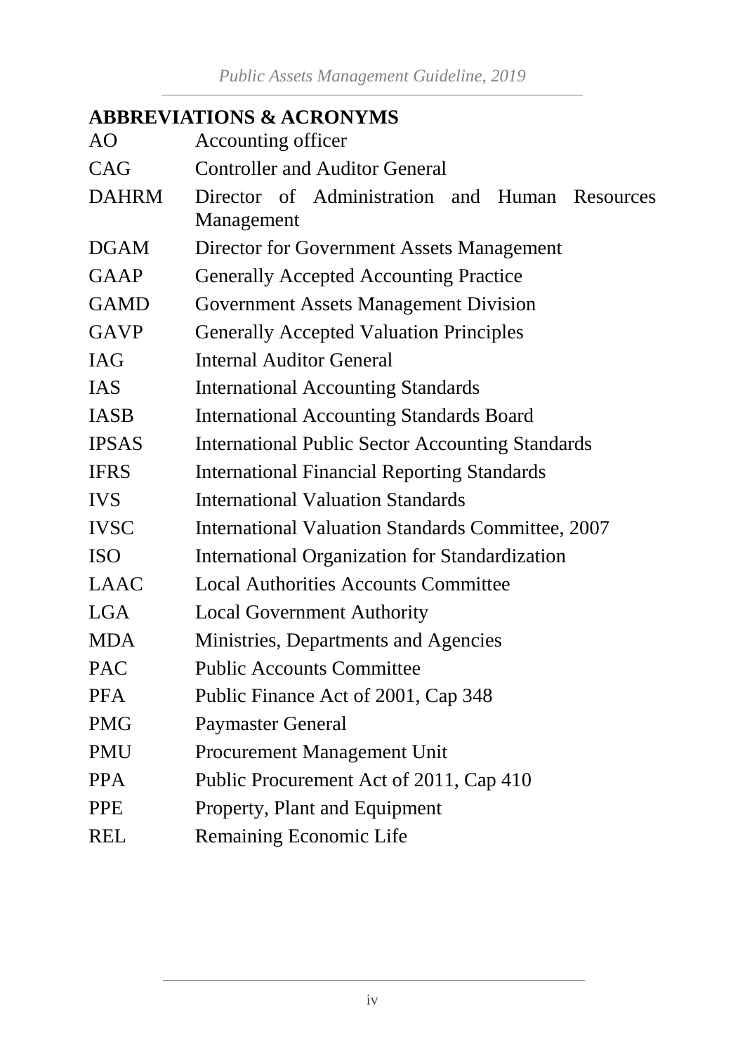## ABBREVIATIONS & ACRONYMS

| | |
|---|---|
| AO | Accounting officer |
| CAG | Controller and Auditor General |
| DAHRM | Director of Administration and Human Resources Management |
| DGAM | Director for Government Assets Management |
| GAAP | Generally Accepted Accounting Practice |
| GAMD | Government Assets Management Division |
| GAVP | Generally Accepted Valuation Principles |
| IAG | Internal Auditor General |
| IAS | International Accounting Standards |
| IASB | International Accounting Standards Board |
| IPSAS | International Public Sector Accounting Standards |
| IFRS | International Financial Reporting Standards |
| IVS | International Valuation Standards |
| IVSC | International Valuation Standards Committee, 2007 |
| ISO | International Organization for Standardization |
| LAAC | Local Authorities Accounts Committee |
| LGA | Local Government Authority |
| MDA | Ministries, Departments and Agencies |
| PAC | Public Accounts Committee |
| PFA | Public Finance Act of 2001, Cap 348 |
| PMG | Paymaster General |
| PMU | Procurement Management Unit |
| PPA | Public Procurement Act of 2011, Cap 410 |
| PPE | Property, Plant and Equipment |
| REL | Remaining Economic Life |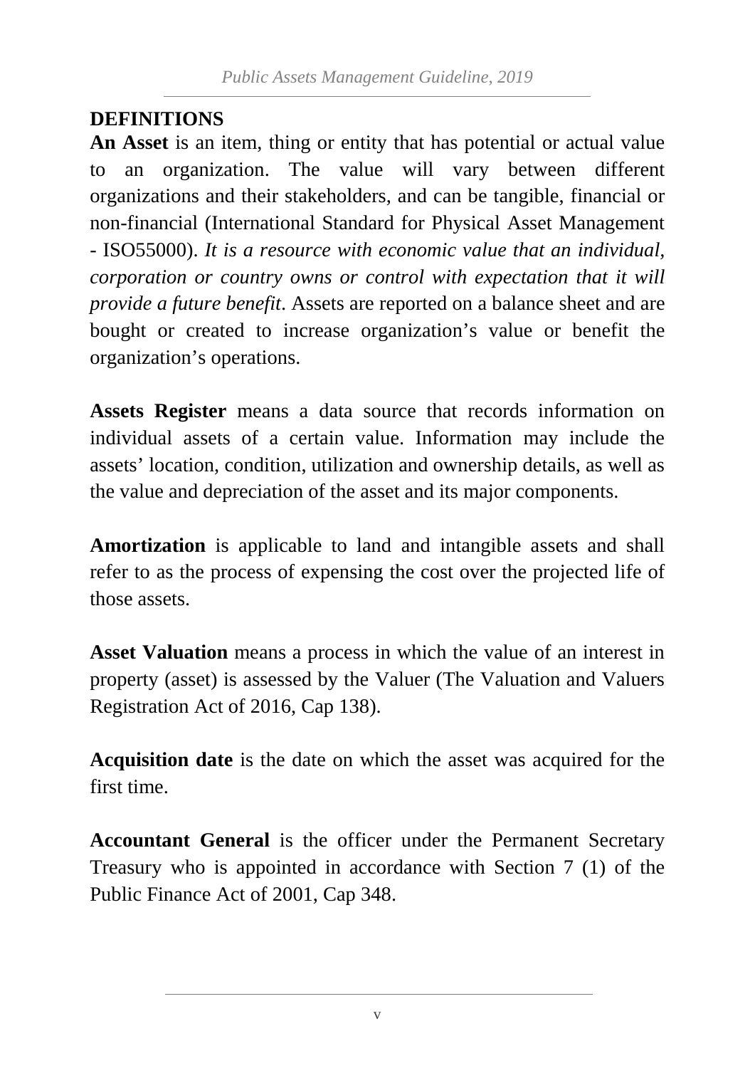## DEFINITIONS

**An Asset** is an item, thing or entity that has potential or actual value to an organization. The value will vary between different organizations and their stakeholders, and can be tangible, financial or non-financial (International Standard for Physical Asset Management - ISO55000). *It is a resource with economic value that an individual, corporation or country owns or control with expectation that it will provide a future benefit*. Assets are reported on a balance sheet and are bought or created to increase organization's value or benefit the organization's operations.

**Assets Register** means a data source that records information on individual assets of a certain value. Information may include the assets' location, condition, utilization and ownership details, as well as the value and depreciation of the asset and its major components.

**Amortization** is applicable to land and intangible assets and shall refer to as the process of expensing the cost over the projected life of those assets.

**Asset Valuation** means a process in which the value of an interest in property (asset) is assessed by the Valuer (The Valuation and Valuers Registration Act of 2016, Cap 138).

**Acquisition date** is the date on which the asset was acquired for the first time.

**Accountant General** is the officer under the Permanent Secretary Treasury who is appointed in accordance with Section 7 (1) of the Public Finance Act of 2001, Cap 348.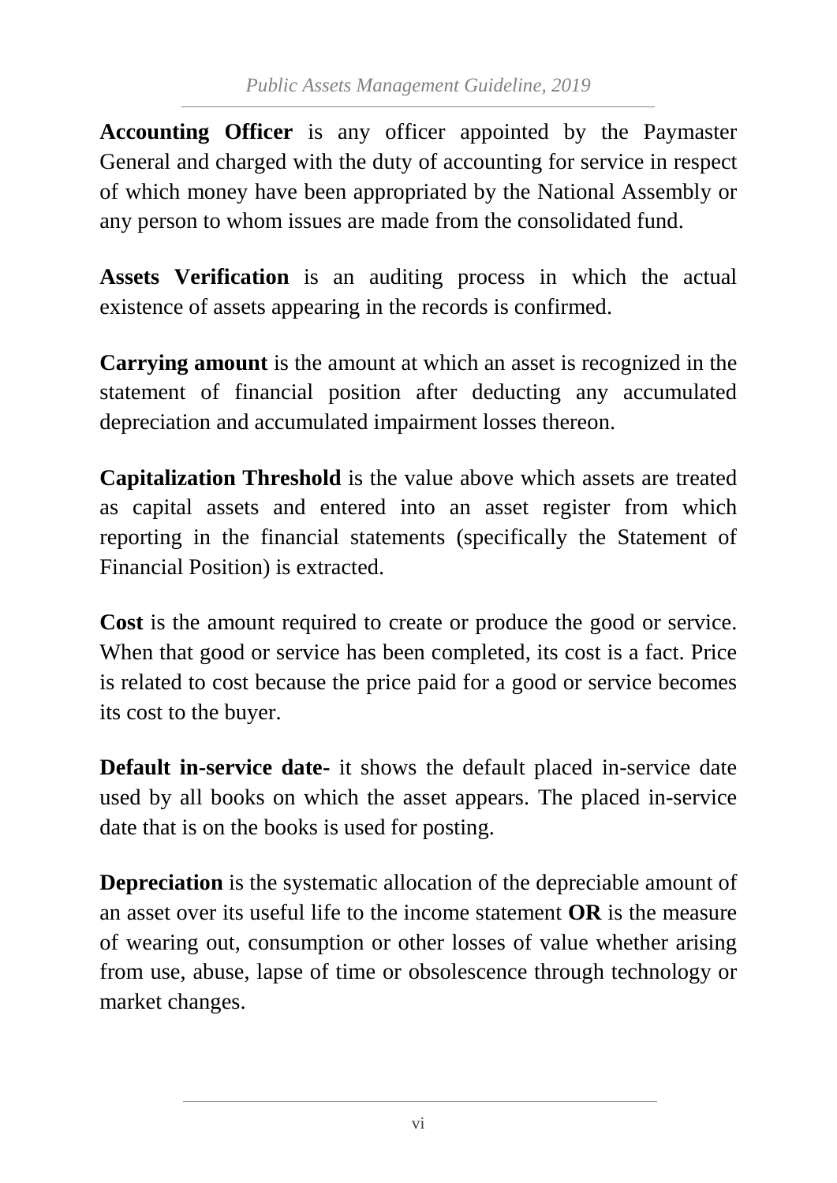**Accounting Officer** is any officer appointed by the Paymaster General and charged with the duty of accounting for service in respect of which money have been appropriated by the National Assembly or any person to whom issues are made from the consolidated fund.

**Assets Verification** is an auditing process in which the actual existence of assets appearing in the records is confirmed.

**Carrying amount** is the amount at which an asset is recognized in the statement of financial position after deducting any accumulated depreciation and accumulated impairment losses thereon.

**Capitalization Threshold** is the value above which assets are treated as capital assets and entered into an asset register from which reporting in the financial statements (specifically the Statement of Financial Position) is extracted.

**Cost** is the amount required to create or produce the good or service. When that good or service has been completed, its cost is a fact. Price is related to cost because the price paid for a good or service becomes its cost to the buyer.

**Default in-service date-** it shows the default placed in-service date used by all books on which the asset appears. The placed in-service date that is on the books is used for posting.

**Depreciation** is the systematic allocation of the depreciable amount of an asset over its useful life to the income statement **OR** is the measure of wearing out, consumption or other losses of value whether arising from use, abuse, lapse of time or obsolescence through technology or market changes.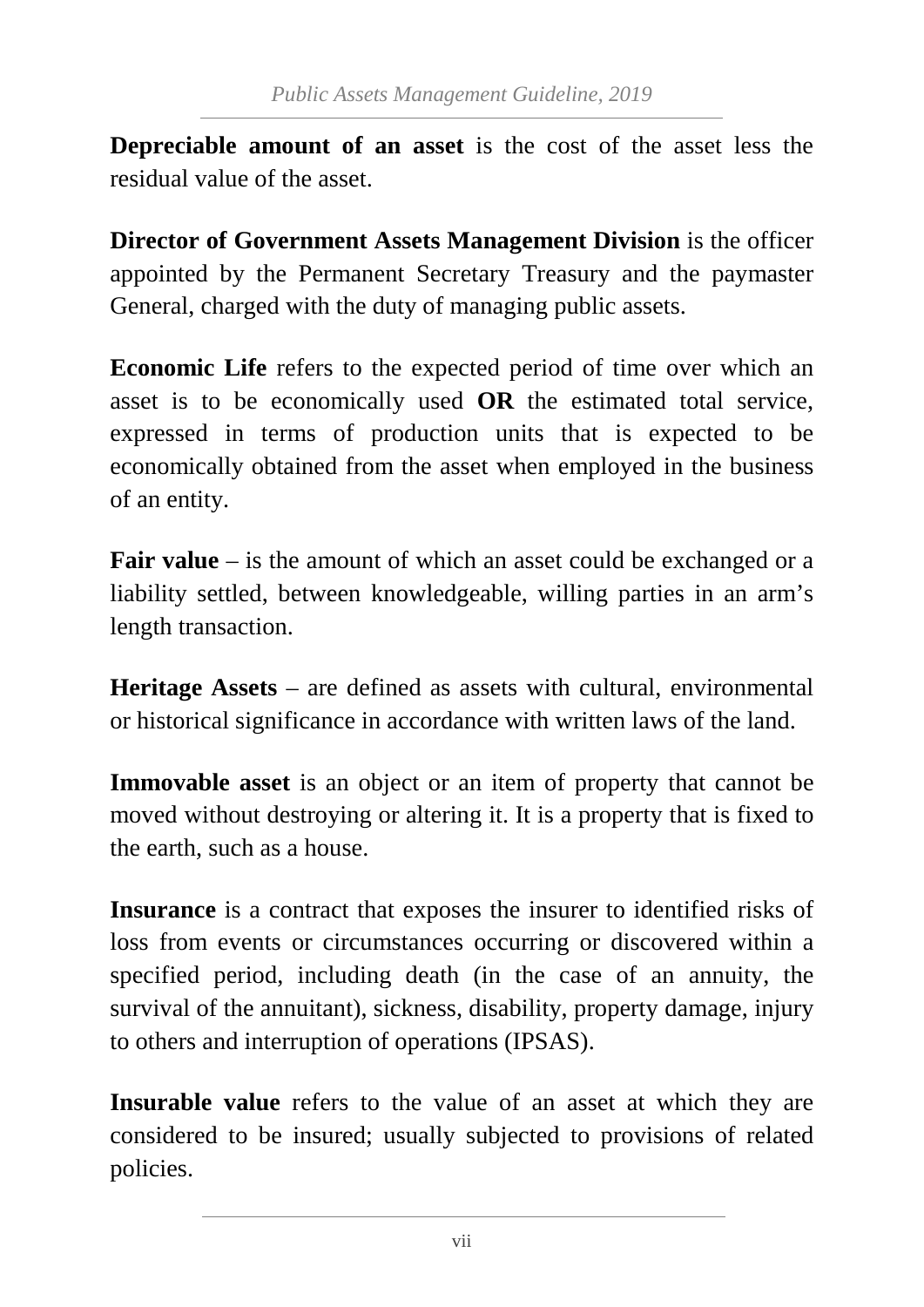**Depreciable amount of an asset** is the cost of the asset less the residual value of the asset.

**Director of Government Assets Management Division** is the officer appointed by the Permanent Secretary Treasury and the paymaster General, charged with the duty of managing public assets.

**Economic Life** refers to the expected period of time over which an asset is to be economically used **OR** the estimated total service, expressed in terms of production units that is expected to be economically obtained from the asset when employed in the business of an entity.

**Fair value** – is the amount of which an asset could be exchanged or a liability settled, between knowledgeable, willing parties in an arm's length transaction.

**Heritage Assets** – are defined as assets with cultural, environmental or historical significance in accordance with written laws of the land.

**Immovable asset** is an object or an item of property that cannot be moved without destroying or altering it. It is a property that is fixed to the earth, such as a house.

**Insurance** is a contract that exposes the insurer to identified risks of loss from events or circumstances occurring or discovered within a specified period, including death (in the case of an annuity, the survival of the annuitant), sickness, disability, property damage, injury to others and interruption of operations (IPSAS).

**Insurable value** refers to the value of an asset at which they are considered to be insured; usually subjected to provisions of related policies.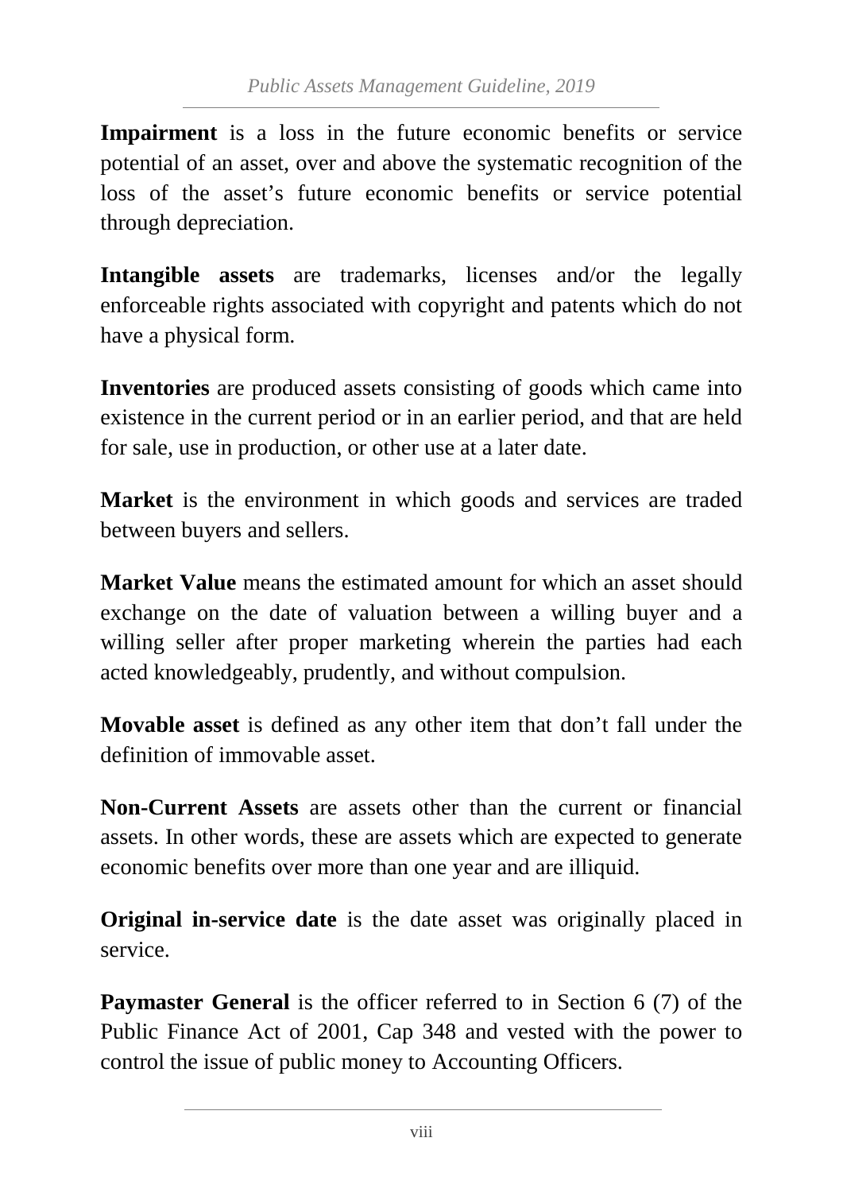**Impairment** is a loss in the future economic benefits or service potential of an asset, over and above the systematic recognition of the loss of the asset's future economic benefits or service potential through depreciation.

**Intangible assets** are trademarks, licenses and/or the legally enforceable rights associated with copyright and patents which do not have a physical form.

**Inventories** are produced assets consisting of goods which came into existence in the current period or in an earlier period, and that are held for sale, use in production, or other use at a later date.

**Market** is the environment in which goods and services are traded between buyers and sellers.

**Market Value** means the estimated amount for which an asset should exchange on the date of valuation between a willing buyer and a willing seller after proper marketing wherein the parties had each acted knowledgeably, prudently, and without compulsion.

**Movable asset** is defined as any other item that don't fall under the definition of immovable asset.

**Non-Current Assets** are assets other than the current or financial assets. In other words, these are assets which are expected to generate economic benefits over more than one year and are illiquid.

**Original in-service date** is the date asset was originally placed in service.

**Paymaster General** is the officer referred to in Section 6 (7) of the Public Finance Act of 2001, Cap 348 and vested with the power to control the issue of public money to Accounting Officers.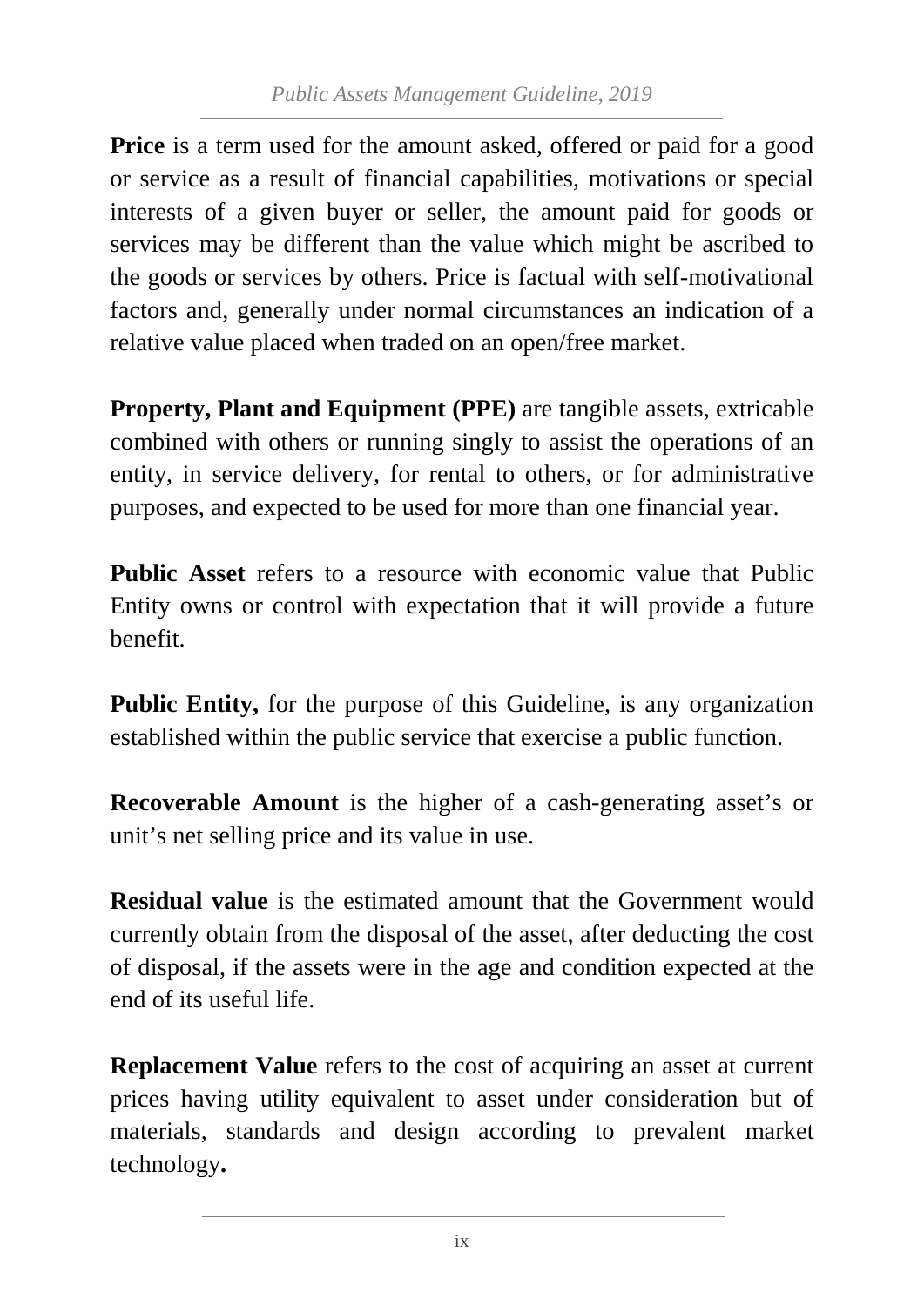**Price** is a term used for the amount asked, offered or paid for a good or service as a result of financial capabilities, motivations or special interests of a given buyer or seller, the amount paid for goods or services may be different than the value which might be ascribed to the goods or services by others. Price is factual with self-motivational factors and, generally under normal circumstances an indication of a relative value placed when traded on an open/free market.

**Property, Plant and Equipment (PPE)** are tangible assets, extricable combined with others or running singly to assist the operations of an entity, in service delivery, for rental to others, or for administrative purposes, and expected to be used for more than one financial year.

**Public Asset** refers to a resource with economic value that Public Entity owns or control with expectation that it will provide a future benefit.

**Public Entity,** for the purpose of this Guideline, is any organization established within the public service that exercise a public function.

**Recoverable Amount** is the higher of a cash-generating asset's or unit's net selling price and its value in use.

**Residual value** is the estimated amount that the Government would currently obtain from the disposal of the asset, after deducting the cost of disposal, if the assets were in the age and condition expected at the end of its useful life.

**Replacement Value** refers to the cost of acquiring an asset at current prices having utility equivalent to asset under consideration but of materials, standards and design according to prevalent market technology**.**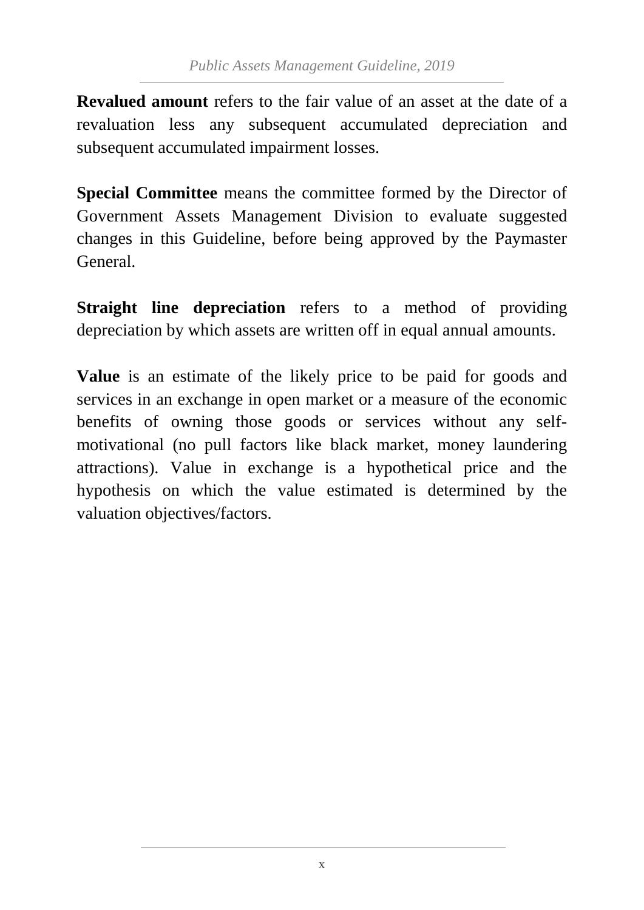**Revalued amount** refers to the fair value of an asset at the date of a revaluation less any subsequent accumulated depreciation and subsequent accumulated impairment losses.

**Special Committee** means the committee formed by the Director of Government Assets Management Division to evaluate suggested changes in this Guideline, before being approved by the Paymaster General.

**Straight line depreciation** refers to a method of providing depreciation by which assets are written off in equal annual amounts.

**Value** is an estimate of the likely price to be paid for goods and services in an exchange in open market or a measure of the economic benefits of owning those goods or services without any self-motivational (no pull factors like black market, money laundering attractions). Value in exchange is a hypothetical price and the hypothesis on which the value estimated is determined by the valuation objectives/factors.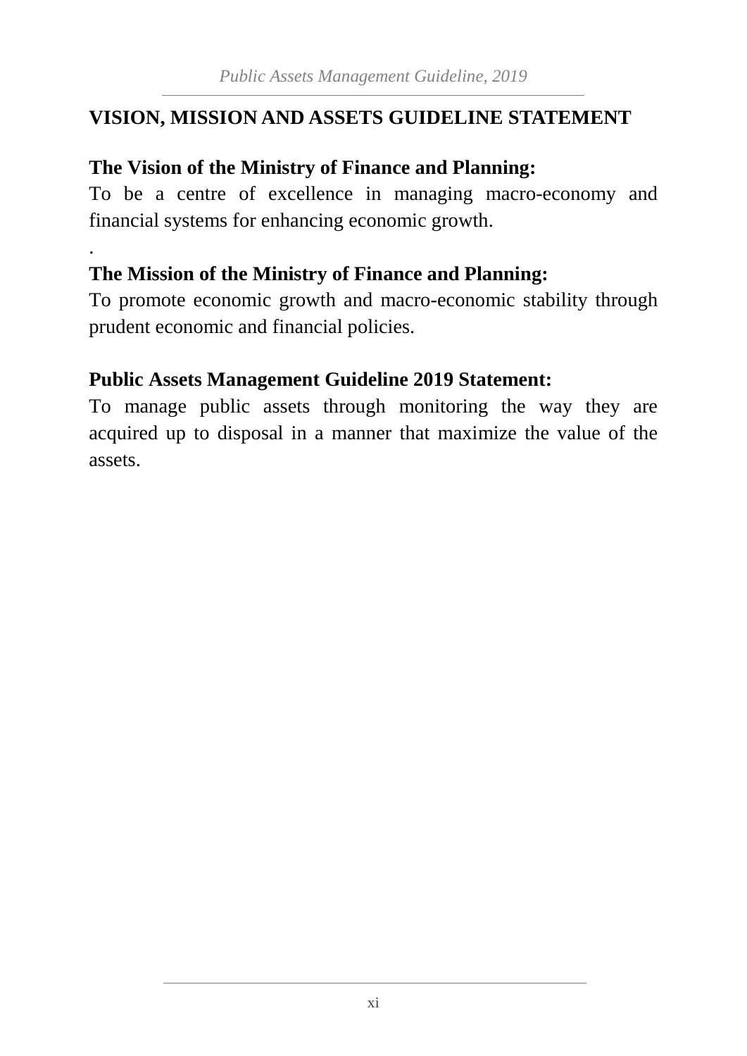## VISION, MISSION AND ASSETS GUIDELINE STATEMENT

**The Vision of the Ministry of Finance and Planning:**

To be a centre of excellence in managing macro-economy and financial systems for enhancing economic growth.

.

**The Mission of the Ministry of Finance and Planning:**

To promote economic growth and macro-economic stability through prudent economic and financial policies.

**Public Assets Management Guideline 2019 Statement:**

To manage public assets through monitoring the way they are acquired up to disposal in a manner that maximize the value of the assets.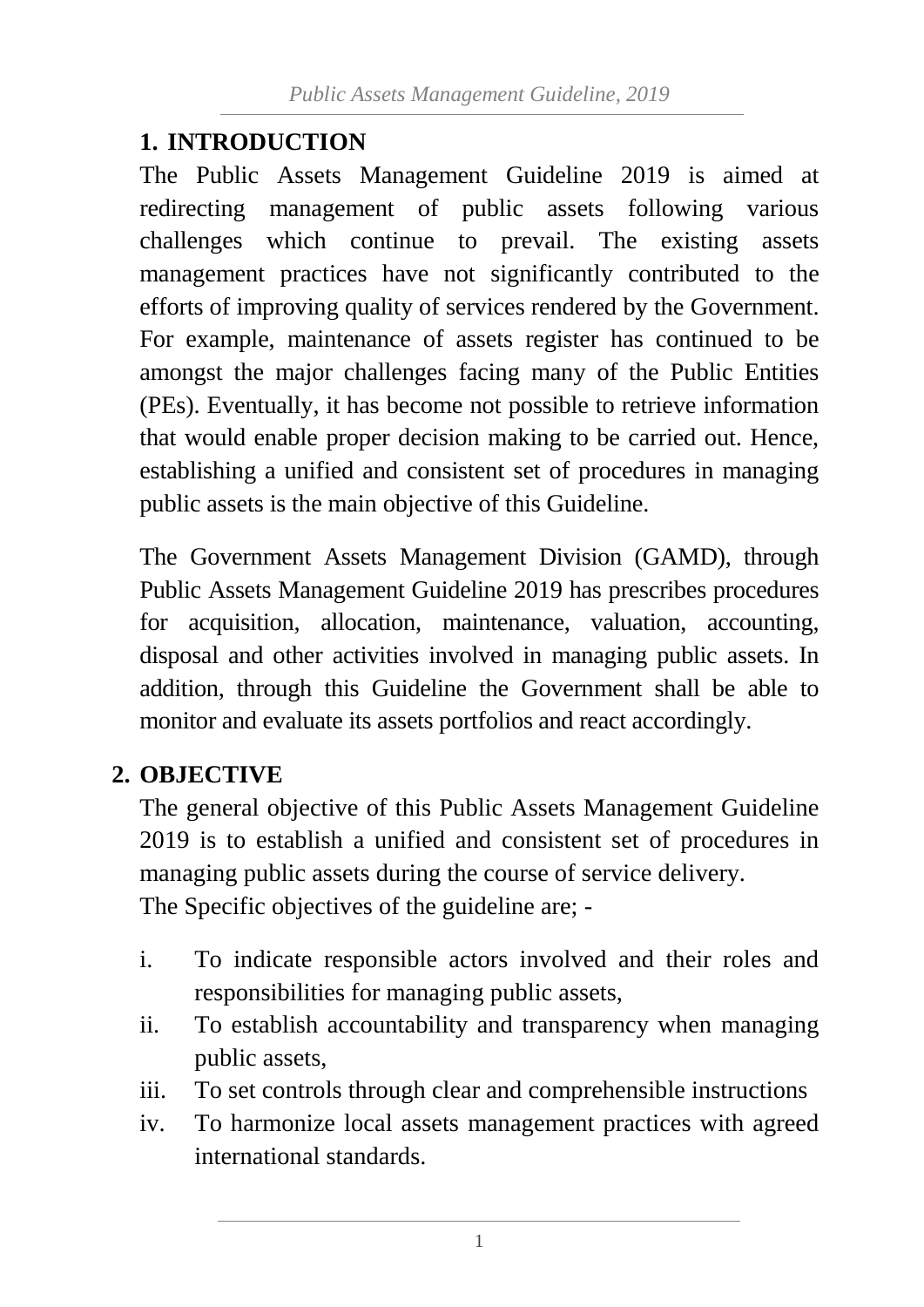## 1. INTRODUCTION

The Public Assets Management Guideline 2019 is aimed at redirecting management of public assets following various challenges which continue to prevail. The existing assets management practices have not significantly contributed to the efforts of improving quality of services rendered by the Government. For example, maintenance of assets register has continued to be amongst the major challenges facing many of the Public Entities (PEs). Eventually, it has become not possible to retrieve information that would enable proper decision making to be carried out. Hence, establishing a unified and consistent set of procedures in managing public assets is the main objective of this Guideline.

The Government Assets Management Division (GAMD), through Public Assets Management Guideline 2019 has prescribes procedures for acquisition, allocation, maintenance, valuation, accounting, disposal and other activities involved in managing public assets. In addition, through this Guideline the Government shall be able to monitor and evaluate its assets portfolios and react accordingly.

## 2. OBJECTIVE

The general objective of this Public Assets Management Guideline 2019 is to establish a unified and consistent set of procedures in managing public assets during the course of service delivery.
The Specific objectives of the guideline are; -

i. To indicate responsible actors involved and their roles and responsibilities for managing public assets,
ii. To establish accountability and transparency when managing public assets,
iii. To set controls through clear and comprehensible instructions
iv. To harmonize local assets management practices with agreed international standards.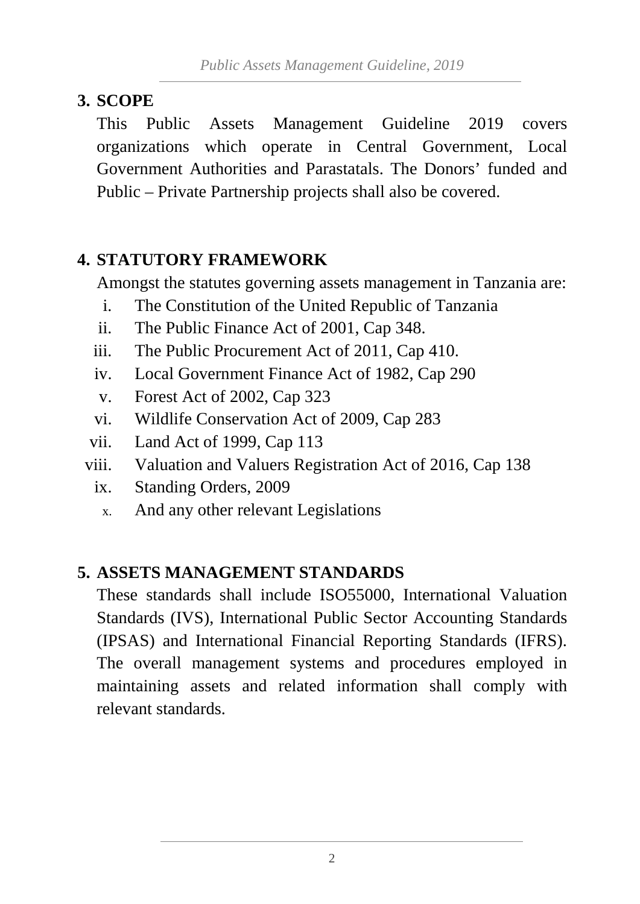## 3. SCOPE

This Public Assets Management Guideline 2019 covers organizations which operate in Central Government, Local Government Authorities and Parastatals. The Donors' funded and Public – Private Partnership projects shall also be covered.

## 4. STATUTORY FRAMEWORK

Amongst the statutes governing assets management in Tanzania are:

i. The Constitution of the United Republic of Tanzania
ii. The Public Finance Act of 2001, Cap 348.
iii. The Public Procurement Act of 2011, Cap 410.
iv. Local Government Finance Act of 1982, Cap 290
v. Forest Act of 2002, Cap 323
vi. Wildlife Conservation Act of 2009, Cap 283
vii. Land Act of 1999, Cap 113
viii. Valuation and Valuers Registration Act of 2016, Cap 138
ix. Standing Orders, 2009
x. And any other relevant Legislations

## 5. ASSETS MANAGEMENT STANDARDS

These standards shall include ISO55000, International Valuation Standards (IVS), International Public Sector Accounting Standards (IPSAS) and International Financial Reporting Standards (IFRS). The overall management systems and procedures employed in maintaining assets and related information shall comply with relevant standards.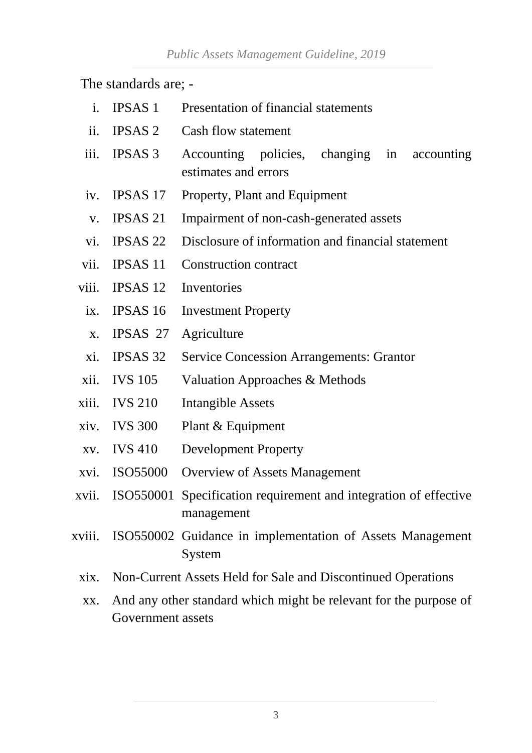The standards are; -

i. IPSAS 1 Presentation of financial statements

ii. IPSAS 2 Cash flow statement

iii. IPSAS 3 Accounting policies, changing in accounting estimates and errors

iv. IPSAS 17 Property, Plant and Equipment

v. IPSAS 21 Impairment of non-cash-generated assets

vi. IPSAS 22 Disclosure of information and financial statement

vii. IPSAS 11 Construction contract

viii. IPSAS 12 Inventories

ix. IPSAS 16 Investment Property

x. IPSAS 27 Agriculture

xi. IPSAS 32 Service Concession Arrangements: Grantor

xii. IVS 105 Valuation Approaches & Methods

xiii. IVS 210 Intangible Assets

xiv. IVS 300 Plant & Equipment

xv. IVS 410 Development Property

xvi. ISO55000 Overview of Assets Management

xvii. ISO550001 Specification requirement and integration of effective management

xviii. ISO550002 Guidance in implementation of Assets Management System

xix. Non-Current Assets Held for Sale and Discontinued Operations

xx. And any other standard which might be relevant for the purpose of Government assets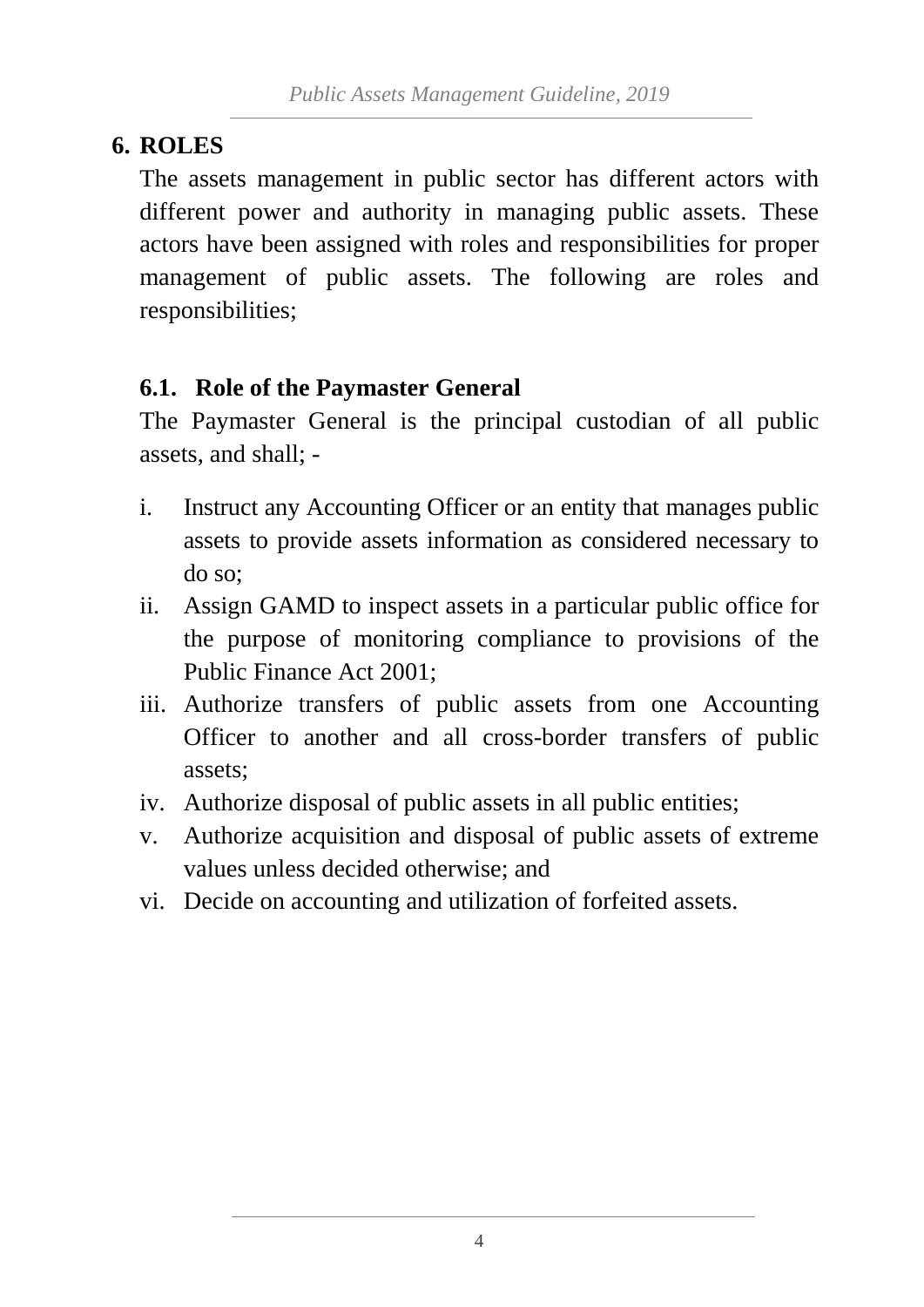# 6. ROLES

The assets management in public sector has different actors with different power and authority in managing public assets. These actors have been assigned with roles and responsibilities for proper management of public assets. The following are roles and responsibilities;

## 6.1. Role of the Paymaster General

The Paymaster General is the principal custodian of all public assets, and shall; -

i. Instruct any Accounting Officer or an entity that manages public assets to provide assets information as considered necessary to do so;
ii. Assign GAMD to inspect assets in a particular public office for the purpose of monitoring compliance to provisions of the Public Finance Act 2001;
iii. Authorize transfers of public assets from one Accounting Officer to another and all cross-border transfers of public assets;
iv. Authorize disposal of public assets in all public entities;
v. Authorize acquisition and disposal of public assets of extreme values unless decided otherwise; and
vi. Decide on accounting and utilization of forfeited assets.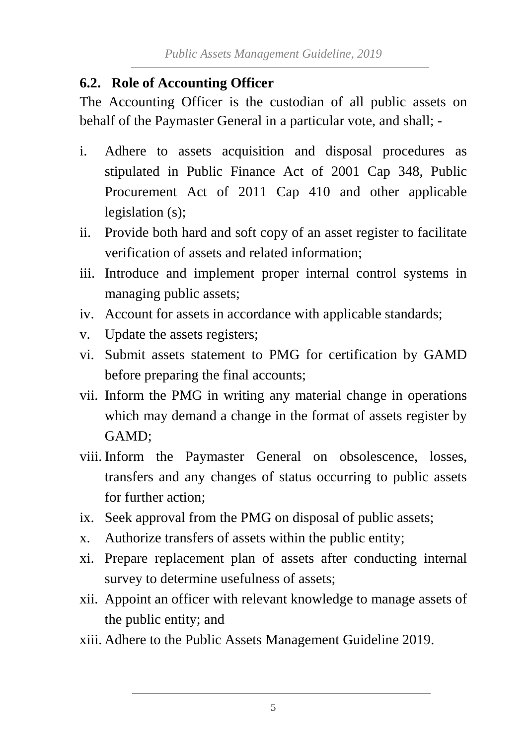### 6.2. Role of Accounting Officer

The Accounting Officer is the custodian of all public assets on behalf of the Paymaster General in a particular vote, and shall; -

i. Adhere to assets acquisition and disposal procedures as stipulated in Public Finance Act of 2001 Cap 348, Public Procurement Act of 2011 Cap 410 and other applicable legislation (s);
ii. Provide both hard and soft copy of an asset register to facilitate verification of assets and related information;
iii. Introduce and implement proper internal control systems in managing public assets;
iv. Account for assets in accordance with applicable standards;
v. Update the assets registers;
vi. Submit assets statement to PMG for certification by GAMD before preparing the final accounts;
vii. Inform the PMG in writing any material change in operations which may demand a change in the format of assets register by GAMD;
viii. Inform the Paymaster General on obsolescence, losses, transfers and any changes of status occurring to public assets for further action;
ix. Seek approval from the PMG on disposal of public assets;
x. Authorize transfers of assets within the public entity;
xi. Prepare replacement plan of assets after conducting internal survey to determine usefulness of assets;
xii. Appoint an officer with relevant knowledge to manage assets of the public entity; and
xiii. Adhere to the Public Assets Management Guideline 2019.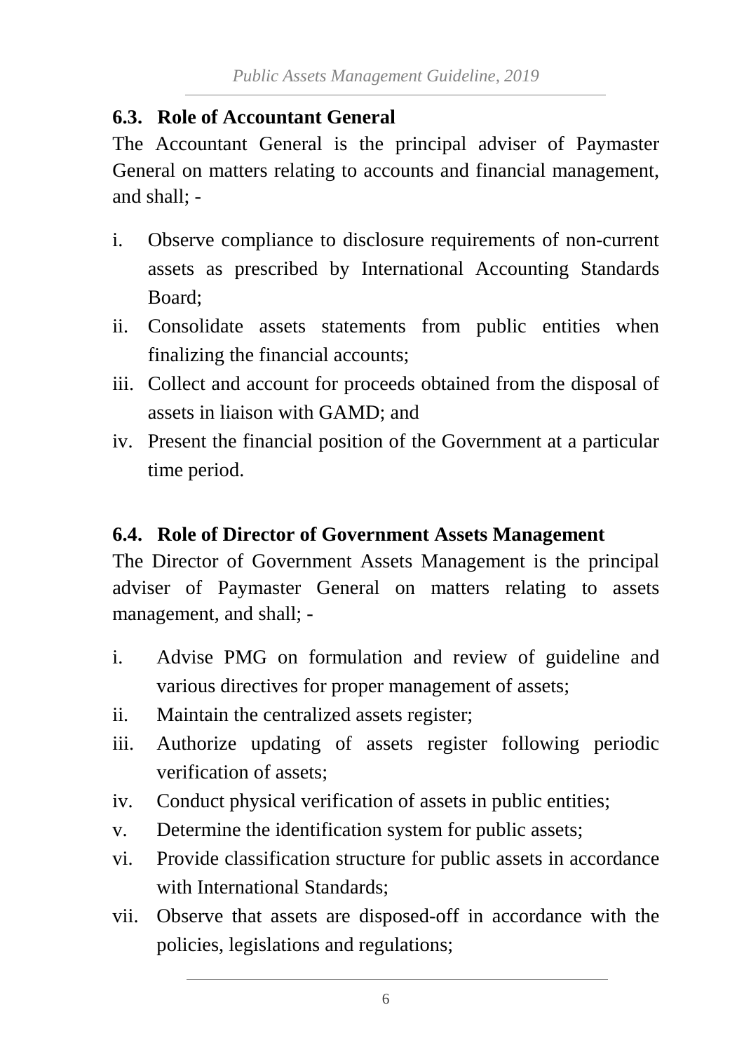## 6.3. Role of Accountant General

The Accountant General is the principal adviser of Paymaster General on matters relating to accounts and financial management, and shall; -

i. Observe compliance to disclosure requirements of non-current assets as prescribed by International Accounting Standards Board;
ii. Consolidate assets statements from public entities when finalizing the financial accounts;
iii. Collect and account for proceeds obtained from the disposal of assets in liaison with GAMD; and
iv. Present the financial position of the Government at a particular time period.

## 6.4. Role of Director of Government Assets Management

The Director of Government Assets Management is the principal adviser of Paymaster General on matters relating to assets management, and shall; -

i. Advise PMG on formulation and review of guideline and various directives for proper management of assets;
ii. Maintain the centralized assets register;
iii. Authorize updating of assets register following periodic verification of assets;
iv. Conduct physical verification of assets in public entities;
v. Determine the identification system for public assets;
vi. Provide classification structure for public assets in accordance with International Standards;
vii. Observe that assets are disposed-off in accordance with the policies, legislations and regulations;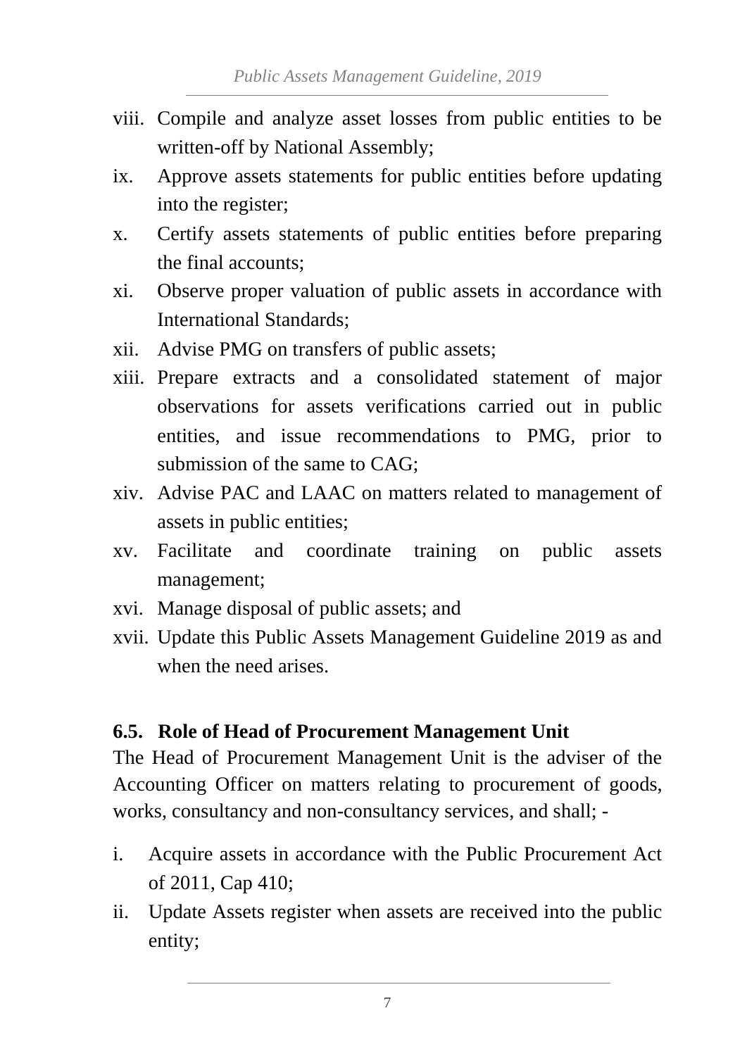viii. Compile and analyze asset losses from public entities to be written-off by National Assembly;
ix. Approve assets statements for public entities before updating into the register;
x. Certify assets statements of public entities before preparing the final accounts;
xi. Observe proper valuation of public assets in accordance with International Standards;
xii. Advise PMG on transfers of public assets;
xiii. Prepare extracts and a consolidated statement of major observations for assets verifications carried out in public entities, and issue recommendations to PMG, prior to submission of the same to CAG;
xiv. Advise PAC and LAAC on matters related to management of assets in public entities;
xv. Facilitate and coordinate training on public assets management;
xvi. Manage disposal of public assets; and
xvii. Update this Public Assets Management Guideline 2019 as and when the need arises.

### 6.5. Role of Head of Procurement Management Unit

The Head of Procurement Management Unit is the adviser of the Accounting Officer on matters relating to procurement of goods, works, consultancy and non-consultancy services, and shall; -

i. Acquire assets in accordance with the Public Procurement Act of 2011, Cap 410;
ii. Update Assets register when assets are received into the public entity;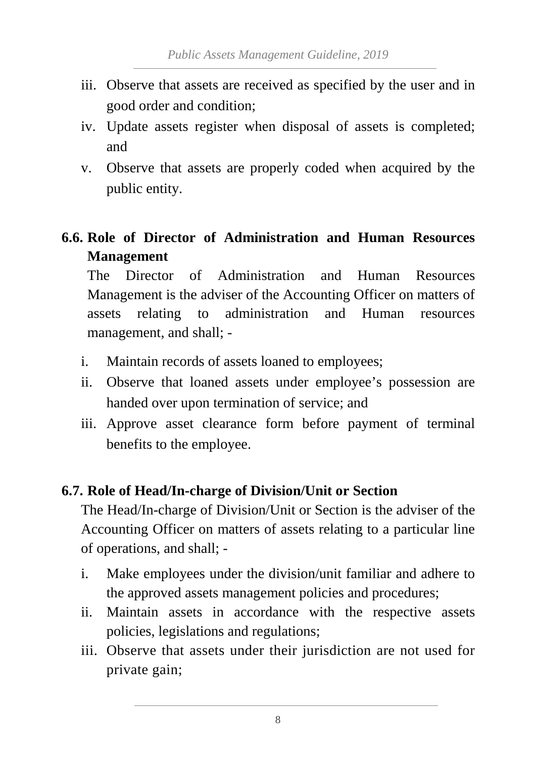iii. Observe that assets are received as specified by the user and in good order and condition;
iv. Update assets register when disposal of assets is completed; and
v. Observe that assets are properly coded when acquired by the public entity.

## 6.6. Role of Director of Administration and Human Resources Management

The Director of Administration and Human Resources Management is the adviser of the Accounting Officer on matters of assets relating to administration and Human resources management, and shall; -

i. Maintain records of assets loaned to employees;
ii. Observe that loaned assets under employee's possession are handed over upon termination of service; and
iii. Approve asset clearance form before payment of terminal benefits to the employee.

## 6.7. Role of Head/In-charge of Division/Unit or Section

The Head/In-charge of Division/Unit or Section is the adviser of the Accounting Officer on matters of assets relating to a particular line of operations, and shall; -

i. Make employees under the division/unit familiar and adhere to the approved assets management policies and procedures;
ii. Maintain assets in accordance with the respective assets policies, legislations and regulations;
iii. Observe that assets under their jurisdiction are not used for private gain;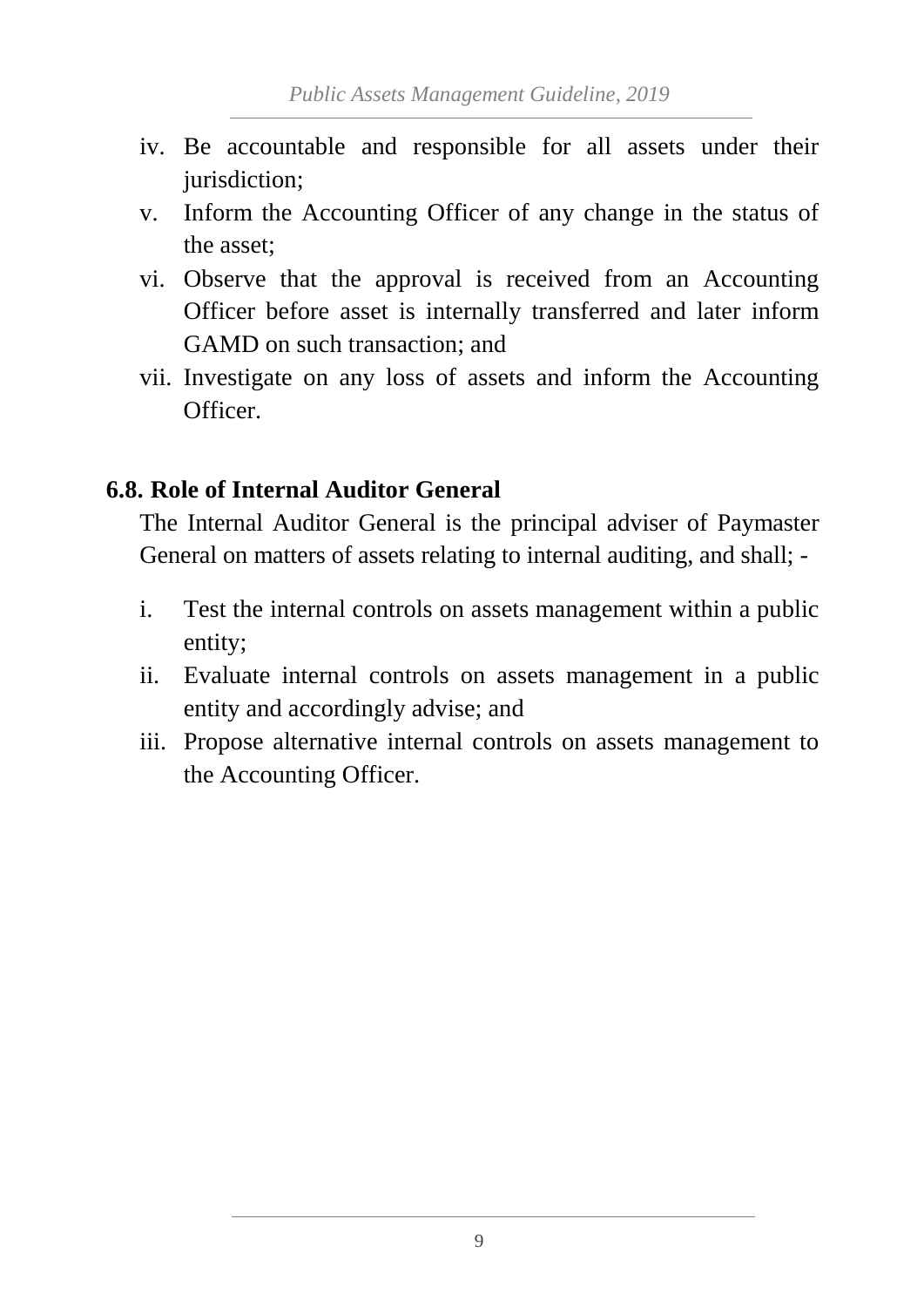iv. Be accountable and responsible for all assets under their jurisdiction;
v. Inform the Accounting Officer of any change in the status of the asset;
vi. Observe that the approval is received from an Accounting Officer before asset is internally transferred and later inform GAMD on such transaction; and
vii. Investigate on any loss of assets and inform the Accounting Officer.

## 6.8. Role of Internal Auditor General

The Internal Auditor General is the principal adviser of Paymaster General on matters of assets relating to internal auditing, and shall; -

i. Test the internal controls on assets management within a public entity;
ii. Evaluate internal controls on assets management in a public entity and accordingly advise; and
iii. Propose alternative internal controls on assets management to the Accounting Officer.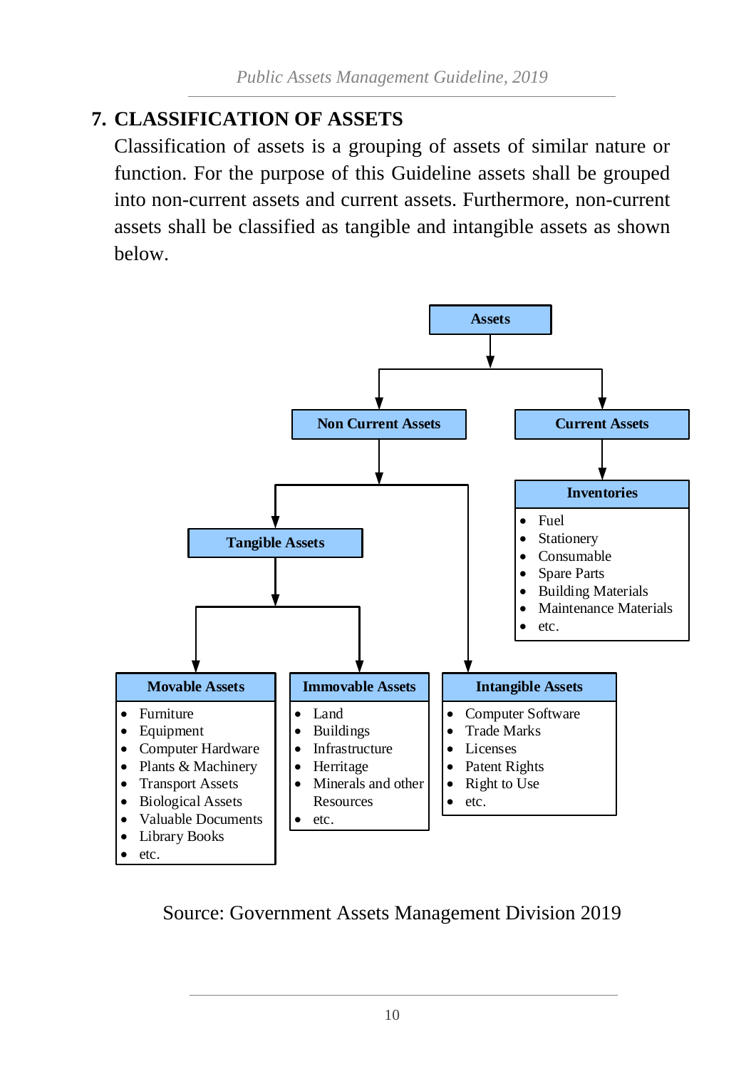## 7. CLASSIFICATION OF ASSETS

Classification of assets is a grouping of assets of similar nature or function. For the purpose of this Guideline assets shall be grouped into non-current assets and current assets. Furthermore, non-current assets shall be classified as tangible and intangible assets as shown below.

**Assets**

- **Non Current Assets**
  - **Tangible Assets**
    - **Movable Assets**
      - Furniture
      - Equipment
      - Computer Hardware
      - Plants & Machinery
      - Transport Assets
      - Biological Assets
      - Valuable Documents
      - Library Books
      - etc.
    - **Immovable Assets**
      - Land
      - Buildings
      - Infrastructure
      - Herritage
      - Minerals and other Resources
      - etc.
  - **Intangible Assets**
    - Computer Software
    - Trade Marks
    - Licenses
    - Patent Rights
    - Right to Use
    - etc.
- **Current Assets**
  - **Inventories**
    - Fuel
    - Stationery
    - Consumable
    - Spare Parts
    - Building Materials
    - Maintenance Materials
    - etc.

Source: Government Assets Management Division 2019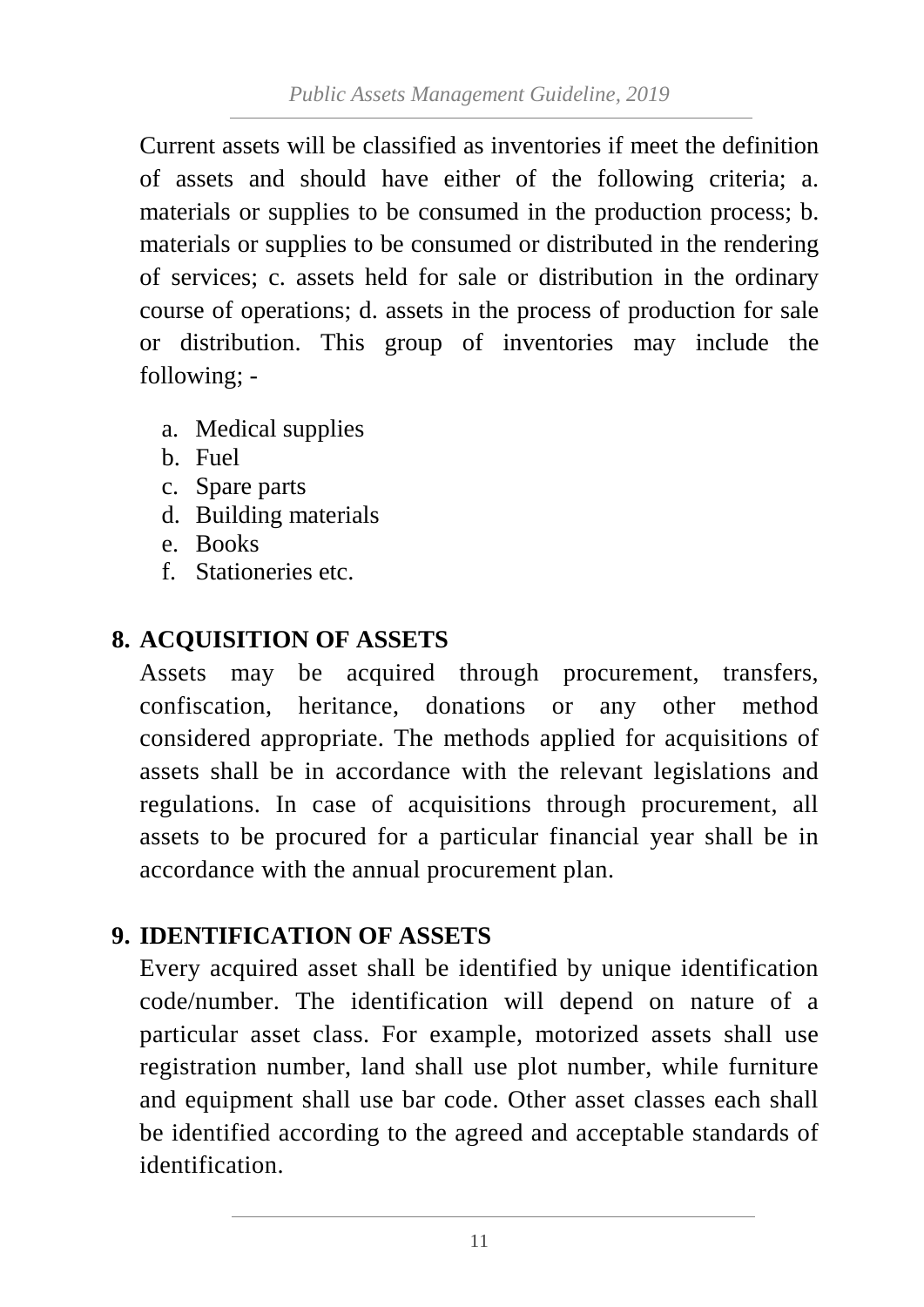Current assets will be classified as inventories if meet the definition of assets and should have either of the following criteria; a. materials or supplies to be consumed in the production process; b. materials or supplies to be consumed or distributed in the rendering of services; c. assets held for sale or distribution in the ordinary course of operations; d. assets in the process of production for sale or distribution. This group of inventories may include the following; -

a. Medical supplies
b. Fuel
c. Spare parts
d. Building materials
e. Books
f. Stationeries etc.

## 8. ACQUISITION OF ASSETS

Assets may be acquired through procurement, transfers, confiscation, heritance, donations or any other method considered appropriate. The methods applied for acquisitions of assets shall be in accordance with the relevant legislations and regulations. In case of acquisitions through procurement, all assets to be procured for a particular financial year shall be in accordance with the annual procurement plan.

## 9. IDENTIFICATION OF ASSETS

Every acquired asset shall be identified by unique identification code/number. The identification will depend on nature of a particular asset class. For example, motorized assets shall use registration number, land shall use plot number, while furniture and equipment shall use bar code. Other asset classes each shall be identified according to the agreed and acceptable standards of identification.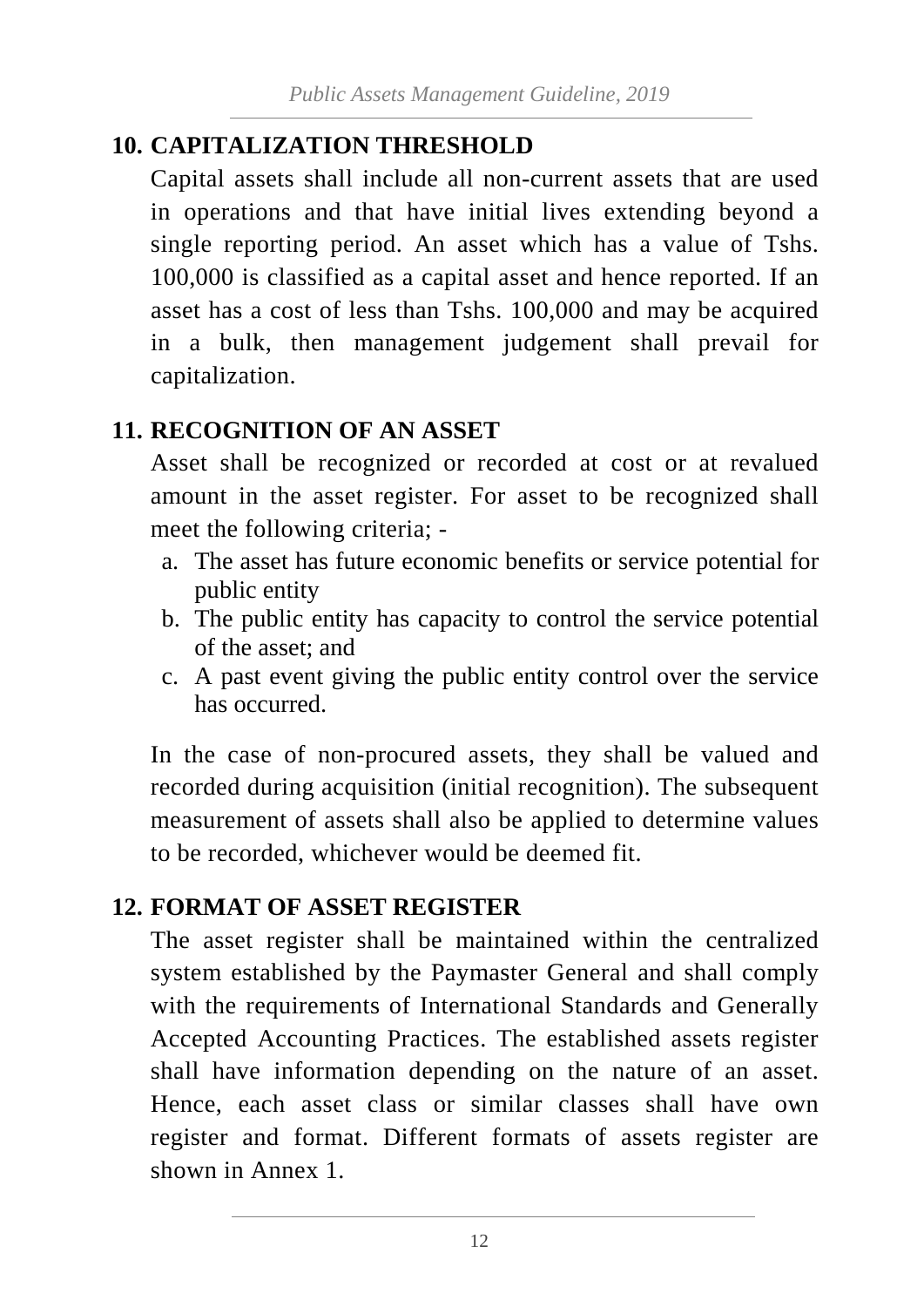## 10. CAPITALIZATION THRESHOLD

Capital assets shall include all non-current assets that are used in operations and that have initial lives extending beyond a single reporting period. An asset which has a value of Tshs. 100,000 is classified as a capital asset and hence reported. If an asset has a cost of less than Tshs. 100,000 and may be acquired in a bulk, then management judgement shall prevail for capitalization.

## 11. RECOGNITION OF AN ASSET

Asset shall be recognized or recorded at cost or at revalued amount in the asset register. For asset to be recognized shall meet the following criteria; -

a. The asset has future economic benefits or service potential for public entity
b. The public entity has capacity to control the service potential of the asset; and
c. A past event giving the public entity control over the service has occurred.

In the case of non-procured assets, they shall be valued and recorded during acquisition (initial recognition). The subsequent measurement of assets shall also be applied to determine values to be recorded, whichever would be deemed fit.

## 12. FORMAT OF ASSET REGISTER

The asset register shall be maintained within the centralized system established by the Paymaster General and shall comply with the requirements of International Standards and Generally Accepted Accounting Practices. The established assets register shall have information depending on the nature of an asset. Hence, each asset class or similar classes shall have own register and format. Different formats of assets register are shown in Annex 1.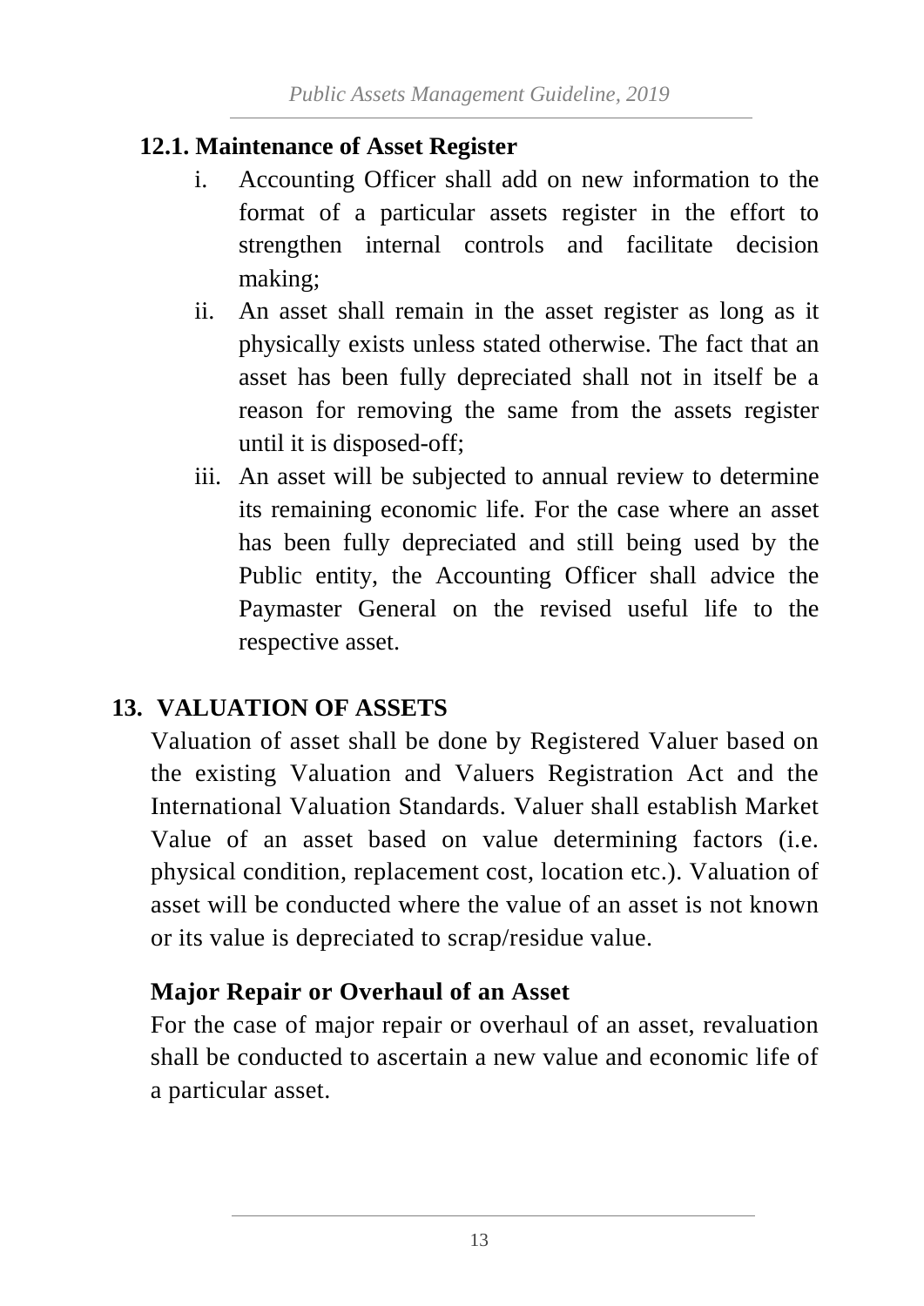### 12.1. Maintenance of Asset Register

i. Accounting Officer shall add on new information to the format of a particular assets register in the effort to strengthen internal controls and facilitate decision making;

ii. An asset shall remain in the asset register as long as it physically exists unless stated otherwise. The fact that an asset has been fully depreciated shall not in itself be a reason for removing the same from the assets register until it is disposed-off;

iii. An asset will be subjected to annual review to determine its remaining economic life. For the case where an asset has been fully depreciated and still being used by the Public entity, the Accounting Officer shall advice the Paymaster General on the revised useful life to the respective asset.

## 13. VALUATION OF ASSETS

Valuation of asset shall be done by Registered Valuer based on the existing Valuation and Valuers Registration Act and the International Valuation Standards. Valuer shall establish Market Value of an asset based on value determining factors (i.e. physical condition, replacement cost, location etc.). Valuation of asset will be conducted where the value of an asset is not known or its value is depreciated to scrap/residue value.

### Major Repair or Overhaul of an Asset

For the case of major repair or overhaul of an asset, revaluation shall be conducted to ascertain a new value and economic life of a particular asset.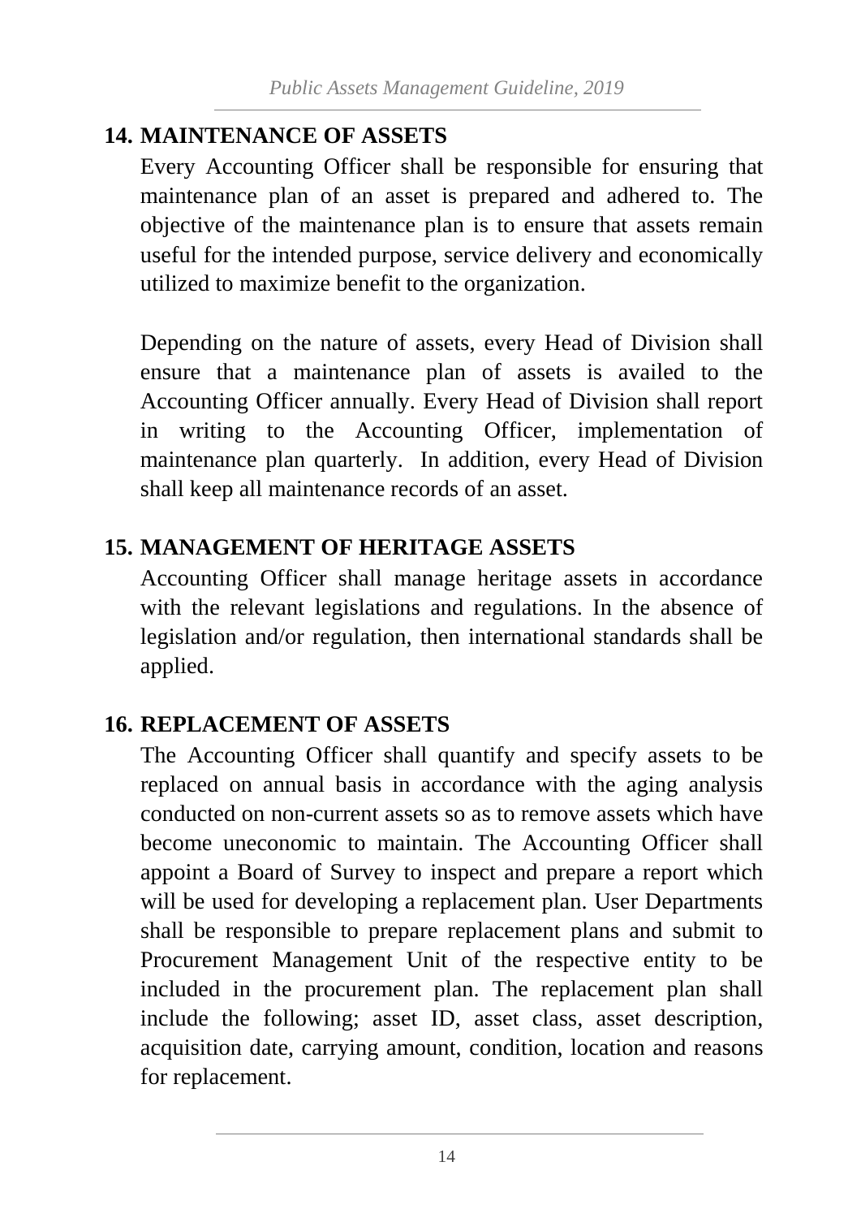## 14. MAINTENANCE OF ASSETS

Every Accounting Officer shall be responsible for ensuring that maintenance plan of an asset is prepared and adhered to. The objective of the maintenance plan is to ensure that assets remain useful for the intended purpose, service delivery and economically utilized to maximize benefit to the organization.

Depending on the nature of assets, every Head of Division shall ensure that a maintenance plan of assets is availed to the Accounting Officer annually. Every Head of Division shall report in writing to the Accounting Officer, implementation of maintenance plan quarterly. In addition, every Head of Division shall keep all maintenance records of an asset.

## 15. MANAGEMENT OF HERITAGE ASSETS

Accounting Officer shall manage heritage assets in accordance with the relevant legislations and regulations. In the absence of legislation and/or regulation, then international standards shall be applied.

## 16. REPLACEMENT OF ASSETS

The Accounting Officer shall quantify and specify assets to be replaced on annual basis in accordance with the aging analysis conducted on non-current assets so as to remove assets which have become uneconomic to maintain. The Accounting Officer shall appoint a Board of Survey to inspect and prepare a report which will be used for developing a replacement plan. User Departments shall be responsible to prepare replacement plans and submit to Procurement Management Unit of the respective entity to be included in the procurement plan. The replacement plan shall include the following; asset ID, asset class, asset description, acquisition date, carrying amount, condition, location and reasons for replacement.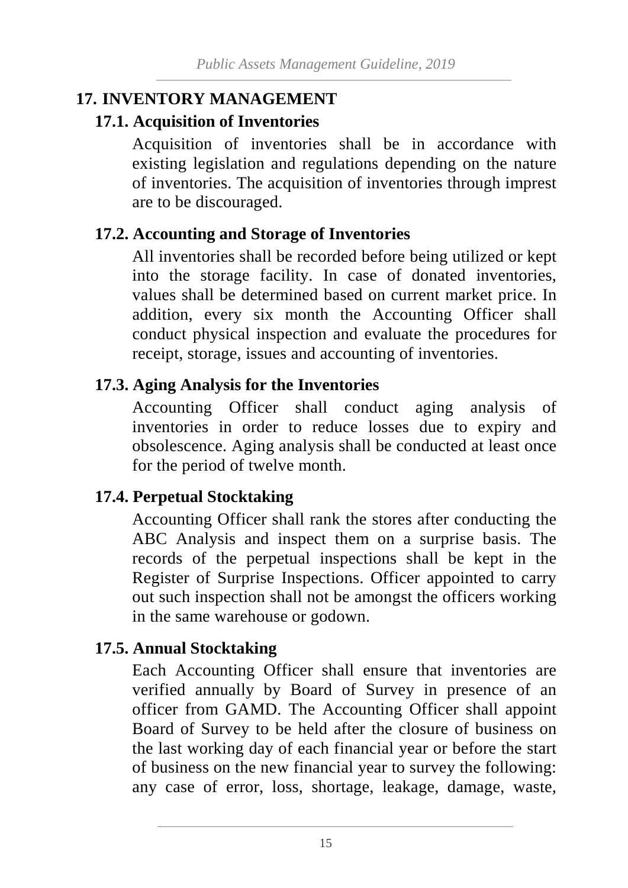## 17. INVENTORY MANAGEMENT

### 17.1. Acquisition of Inventories

Acquisition of inventories shall be in accordance with existing legislation and regulations depending on the nature of inventories. The acquisition of inventories through imprest are to be discouraged.

### 17.2. Accounting and Storage of Inventories

All inventories shall be recorded before being utilized or kept into the storage facility. In case of donated inventories, values shall be determined based on current market price. In addition, every six month the Accounting Officer shall conduct physical inspection and evaluate the procedures for receipt, storage, issues and accounting of inventories.

### 17.3. Aging Analysis for the Inventories

Accounting Officer shall conduct aging analysis of inventories in order to reduce losses due to expiry and obsolescence. Aging analysis shall be conducted at least once for the period of twelve month.

### 17.4. Perpetual Stocktaking

Accounting Officer shall rank the stores after conducting the ABC Analysis and inspect them on a surprise basis. The records of the perpetual inspections shall be kept in the Register of Surprise Inspections. Officer appointed to carry out such inspection shall not be amongst the officers working in the same warehouse or godown.

### 17.5. Annual Stocktaking

Each Accounting Officer shall ensure that inventories are verified annually by Board of Survey in presence of an officer from GAMD. The Accounting Officer shall appoint Board of Survey to be held after the closure of business on the last working day of each financial year or before the start of business on the new financial year to survey the following: any case of error, loss, shortage, leakage, damage, waste,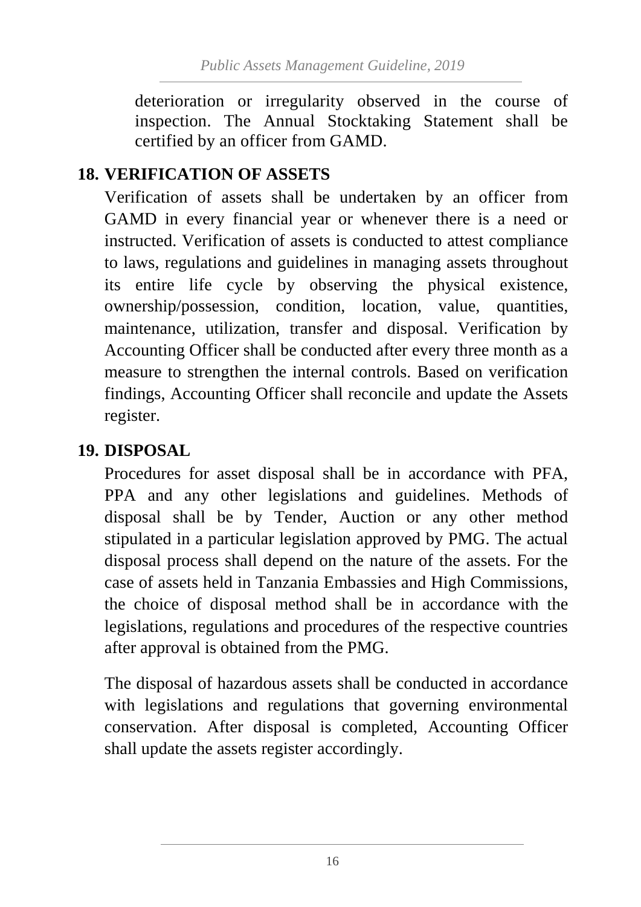deterioration or irregularity observed in the course of inspection. The Annual Stocktaking Statement shall be certified by an officer from GAMD.

## 18. VERIFICATION OF ASSETS

Verification of assets shall be undertaken by an officer from GAMD in every financial year or whenever there is a need or instructed. Verification of assets is conducted to attest compliance to laws, regulations and guidelines in managing assets throughout its entire life cycle by observing the physical existence, ownership/possession, condition, location, value, quantities, maintenance, utilization, transfer and disposal. Verification by Accounting Officer shall be conducted after every three month as a measure to strengthen the internal controls. Based on verification findings, Accounting Officer shall reconcile and update the Assets register.

## 19. DISPOSAL

Procedures for asset disposal shall be in accordance with PFA, PPA and any other legislations and guidelines. Methods of disposal shall be by Tender, Auction or any other method stipulated in a particular legislation approved by PMG. The actual disposal process shall depend on the nature of the assets. For the case of assets held in Tanzania Embassies and High Commissions, the choice of disposal method shall be in accordance with the legislations, regulations and procedures of the respective countries after approval is obtained from the PMG.

The disposal of hazardous assets shall be conducted in accordance with legislations and regulations that governing environmental conservation. After disposal is completed, Accounting Officer shall update the assets register accordingly.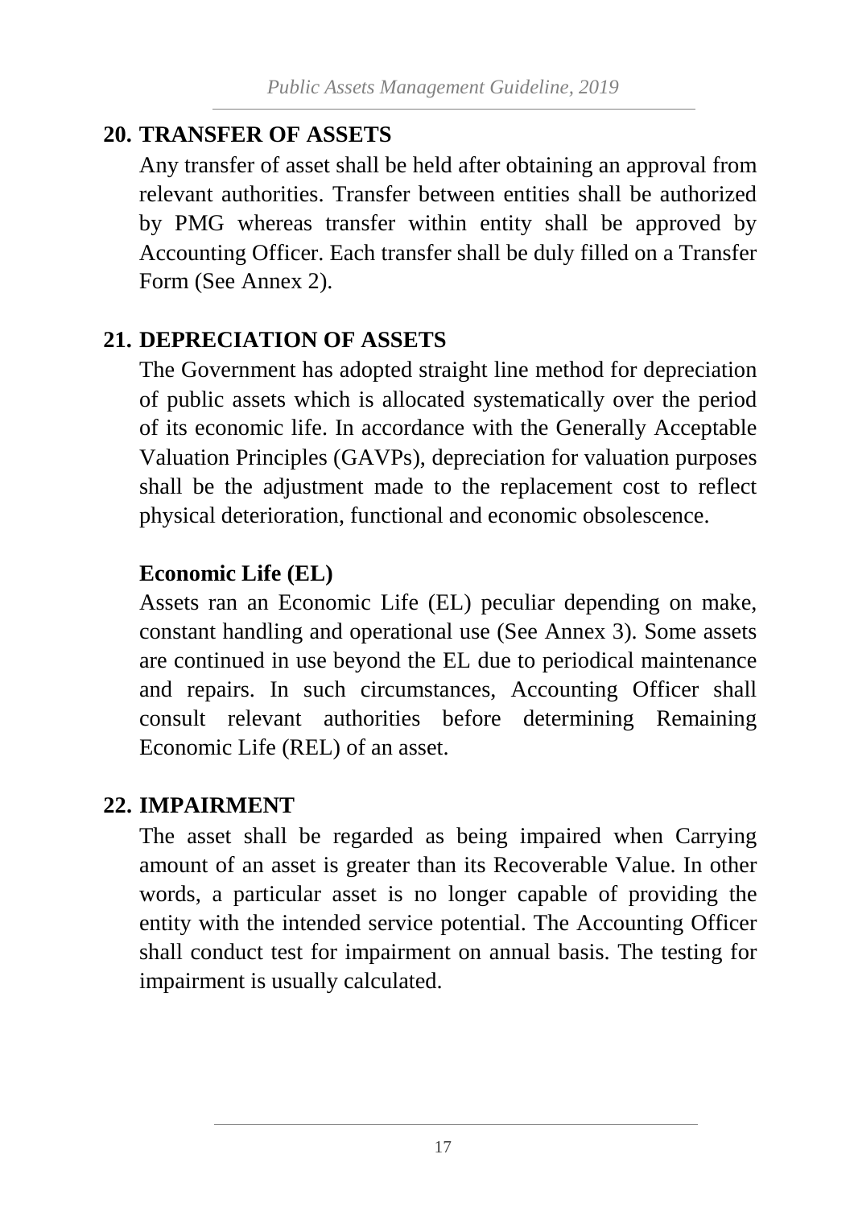## 20. TRANSFER OF ASSETS

Any transfer of asset shall be held after obtaining an approval from relevant authorities. Transfer between entities shall be authorized by PMG whereas transfer within entity shall be approved by Accounting Officer. Each transfer shall be duly filled on a Transfer Form (See Annex 2).

## 21. DEPRECIATION OF ASSETS

The Government has adopted straight line method for depreciation of public assets which is allocated systematically over the period of its economic life. In accordance with the Generally Acceptable Valuation Principles (GAVPs), depreciation for valuation purposes shall be the adjustment made to the replacement cost to reflect physical deterioration, functional and economic obsolescence.

### Economic Life (EL)

Assets ran an Economic Life (EL) peculiar depending on make, constant handling and operational use (See Annex 3). Some assets are continued in use beyond the EL due to periodical maintenance and repairs. In such circumstances, Accounting Officer shall consult relevant authorities before determining Remaining Economic Life (REL) of an asset.

## 22. IMPAIRMENT

The asset shall be regarded as being impaired when Carrying amount of an asset is greater than its Recoverable Value. In other words, a particular asset is no longer capable of providing the entity with the intended service potential. The Accounting Officer shall conduct test for impairment on annual basis. The testing for impairment is usually calculated.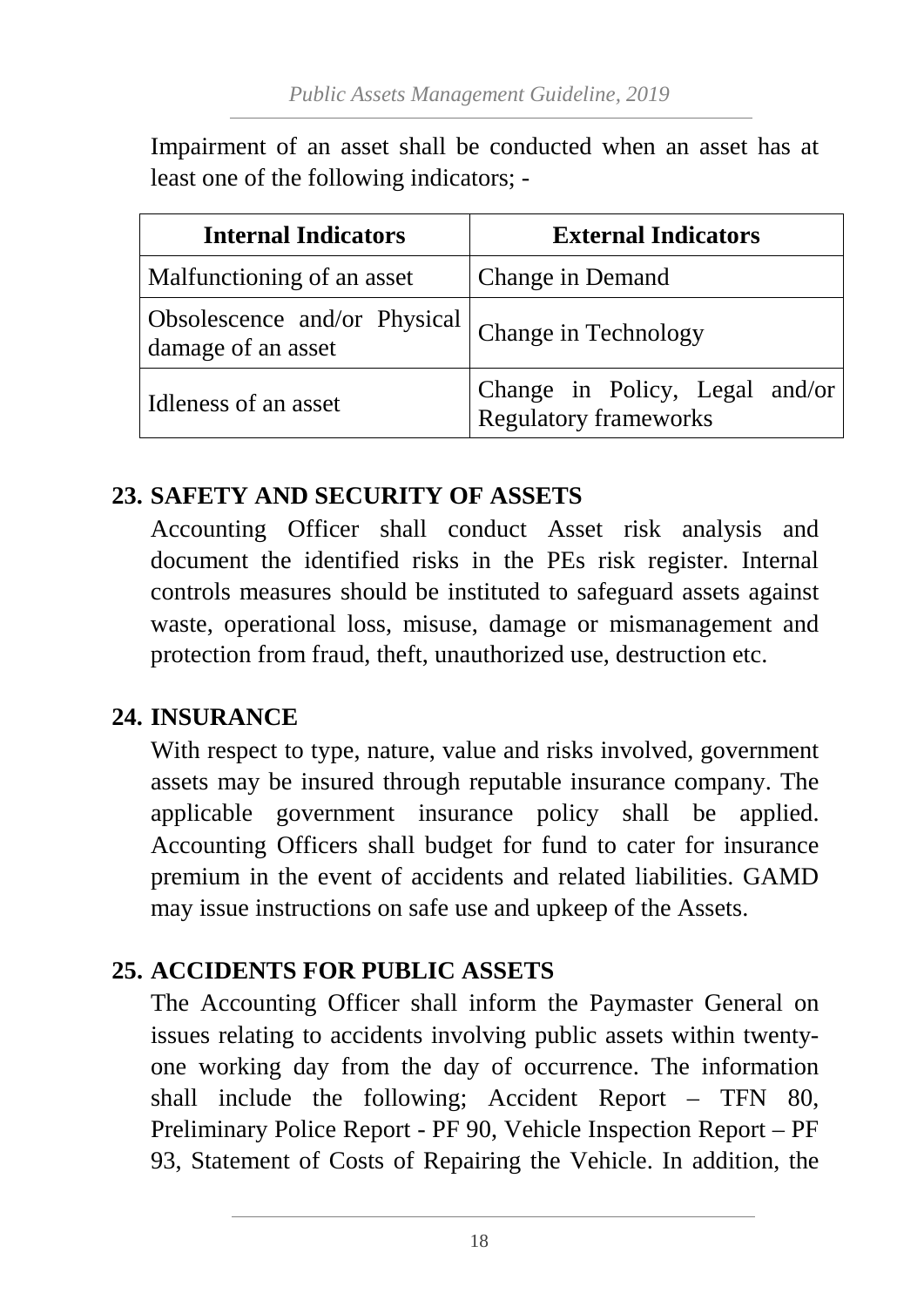Impairment of an asset shall be conducted when an asset has at least one of the following indicators; -

| Internal Indicators | External Indicators |
| --- | --- |
| Malfunctioning of an asset | Change in Demand |
| Obsolescence and/or Physical damage of an asset | Change in Technology |
| Idleness of an asset | Change in Policy, Legal and/or Regulatory frameworks |

## 23. SAFETY AND SECURITY OF ASSETS

Accounting Officer shall conduct Asset risk analysis and document the identified risks in the PEs risk register. Internal controls measures should be instituted to safeguard assets against waste, operational loss, misuse, damage or mismanagement and protection from fraud, theft, unauthorized use, destruction etc.

## 24. INSURANCE

With respect to type, nature, value and risks involved, government assets may be insured through reputable insurance company. The applicable government insurance policy shall be applied. Accounting Officers shall budget for fund to cater for insurance premium in the event of accidents and related liabilities. GAMD may issue instructions on safe use and upkeep of the Assets.

## 25. ACCIDENTS FOR PUBLIC ASSETS

The Accounting Officer shall inform the Paymaster General on issues relating to accidents involving public assets within twenty-one working day from the day of occurrence. The information shall include the following; Accident Report – TFN 80, Preliminary Police Report - PF 90, Vehicle Inspection Report – PF 93, Statement of Costs of Repairing the Vehicle. In addition, the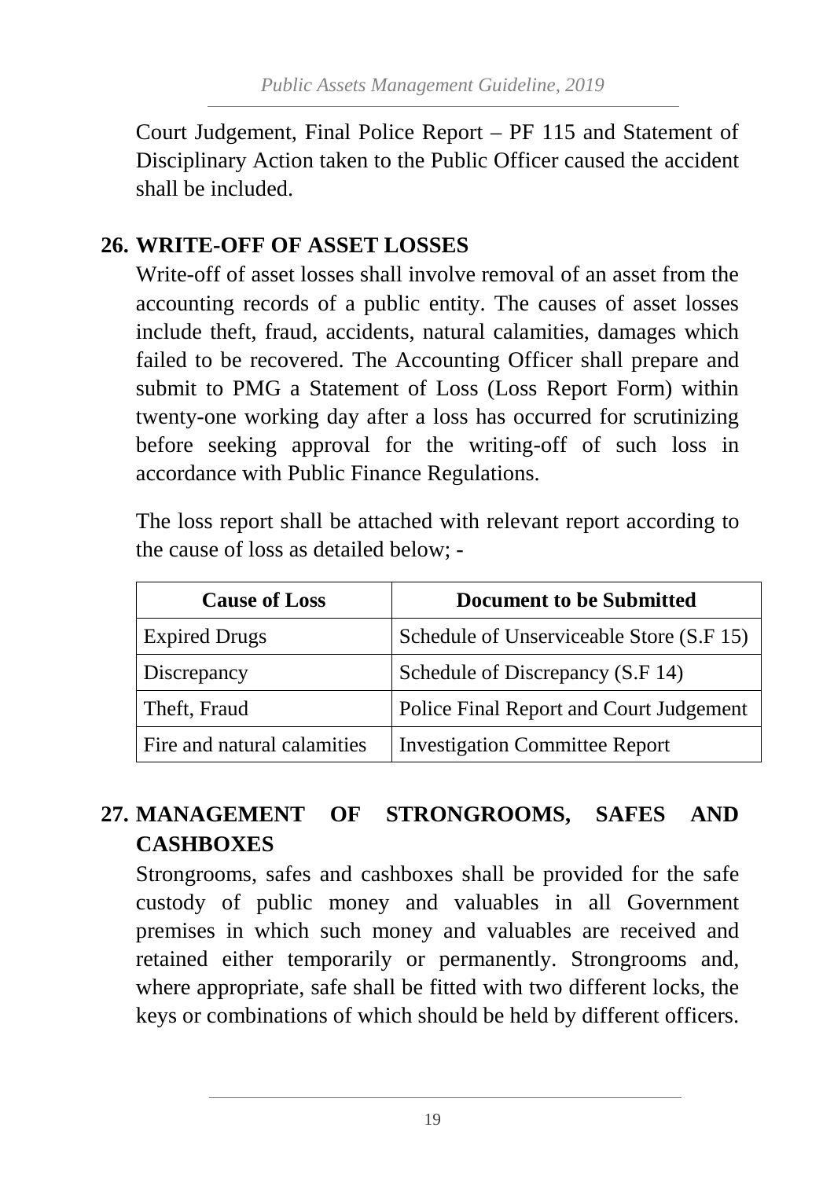Court Judgement, Final Police Report – PF 115 and Statement of Disciplinary Action taken to the Public Officer caused the accident shall be included.

## 26. WRITE-OFF OF ASSET LOSSES

Write-off of asset losses shall involve removal of an asset from the accounting records of a public entity. The causes of asset losses include theft, fraud, accidents, natural calamities, damages which failed to be recovered. The Accounting Officer shall prepare and submit to PMG a Statement of Loss (Loss Report Form) within twenty-one working day after a loss has occurred for scrutinizing before seeking approval for the writing-off of such loss in accordance with Public Finance Regulations.

The loss report shall be attached with relevant report according to the cause of loss as detailed below; -

| Cause of Loss | Document to be Submitted |
| --- | --- |
| Expired Drugs | Schedule of Unserviceable Store (S.F 15) |
| Discrepancy | Schedule of Discrepancy (S.F 14) |
| Theft, Fraud | Police Final Report and Court Judgement |
| Fire and natural calamities | Investigation Committee Report |

## 27. MANAGEMENT OF STRONGROOMS, SAFES AND CASHBOXES

Strongrooms, safes and cashboxes shall be provided for the safe custody of public money and valuables in all Government premises in which such money and valuables are received and retained either temporarily or permanently. Strongrooms and, where appropriate, safe shall be fitted with two different locks, the keys or combinations of which should be held by different officers.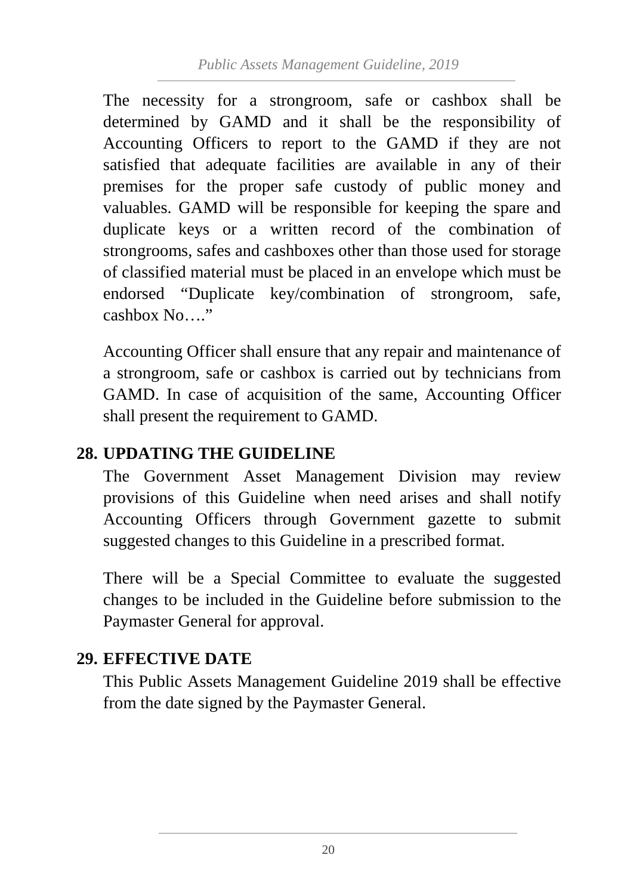The necessity for a strongroom, safe or cashbox shall be determined by GAMD and it shall be the responsibility of Accounting Officers to report to the GAMD if they are not satisfied that adequate facilities are available in any of their premises for the proper safe custody of public money and valuables. GAMD will be responsible for keeping the spare and duplicate keys or a written record of the combination of strongrooms, safes and cashboxes other than those used for storage of classified material must be placed in an envelope which must be endorsed "Duplicate key/combination of strongroom, safe, cashbox No…."

Accounting Officer shall ensure that any repair and maintenance of a strongroom, safe or cashbox is carried out by technicians from GAMD. In case of acquisition of the same, Accounting Officer shall present the requirement to GAMD.

## 28. UPDATING THE GUIDELINE

The Government Asset Management Division may review provisions of this Guideline when need arises and shall notify Accounting Officers through Government gazette to submit suggested changes to this Guideline in a prescribed format.

There will be a Special Committee to evaluate the suggested changes to be included in the Guideline before submission to the Paymaster General for approval.

## 29. EFFECTIVE DATE

This Public Assets Management Guideline 2019 shall be effective from the date signed by the Paymaster General.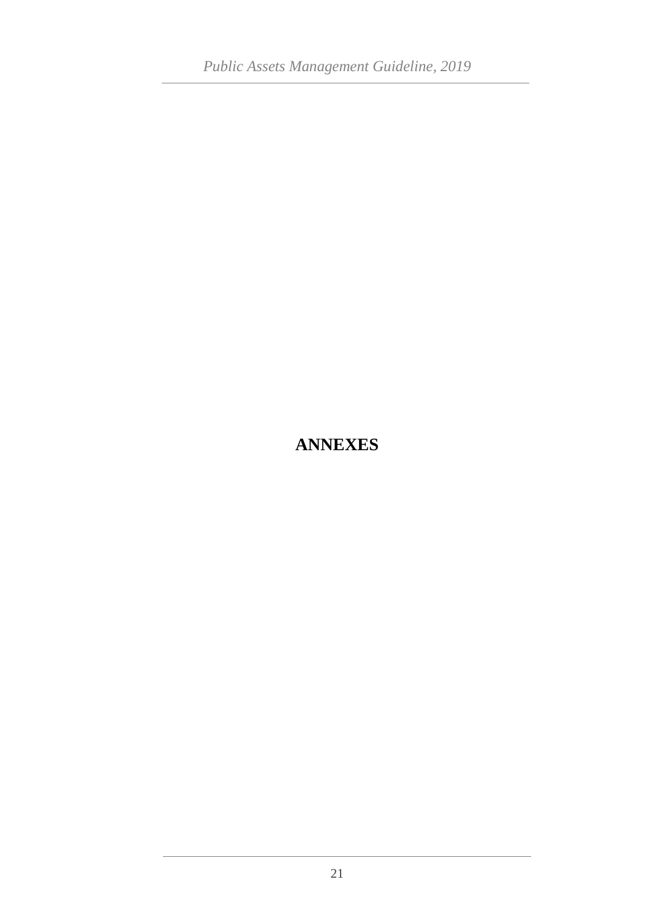# ANNEXES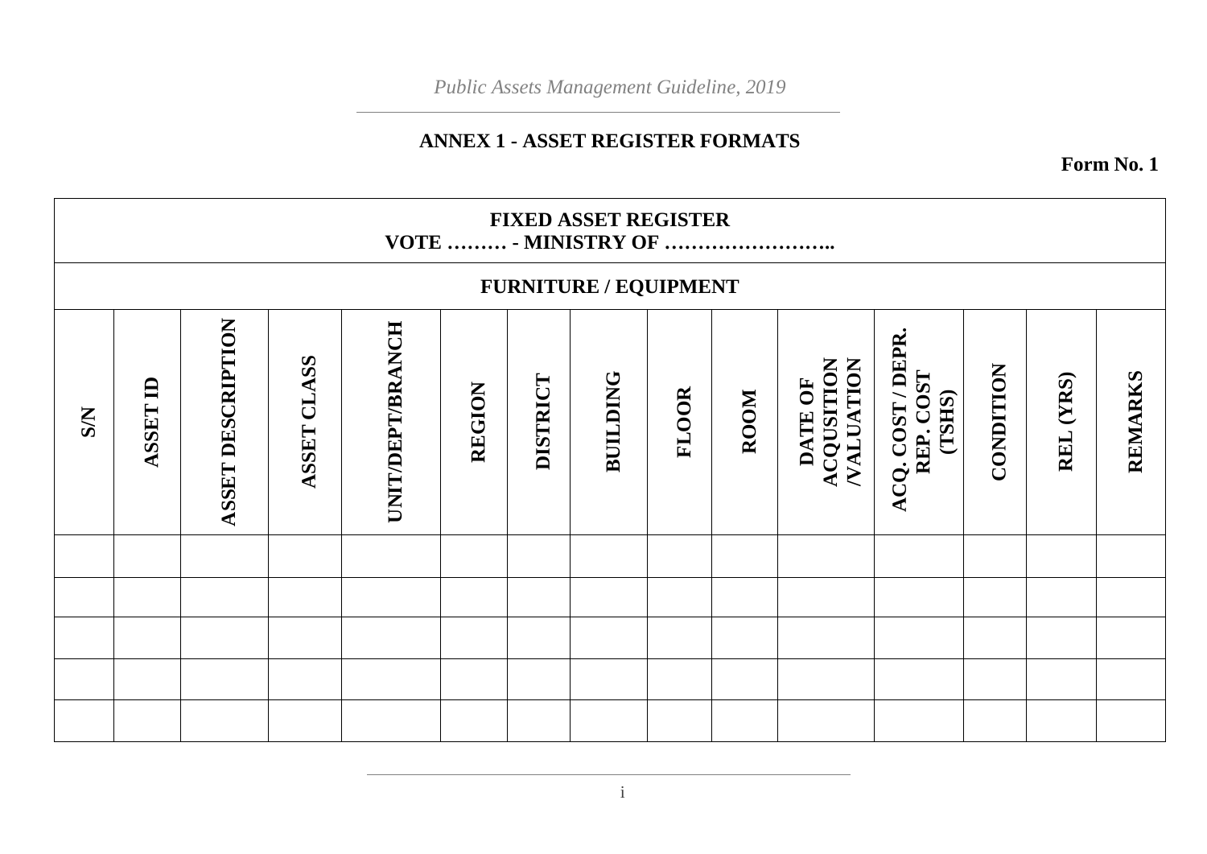## ANNEX 1 - ASSET REGISTER FORMATS

**Form No. 1**

| FIXED ASSET REGISTER<br>VOTE ……… - MINISTRY OF …………………….. | | | | | | | | | | | | | | |
|---|---|---|---|---|---|---|---|---|---|---|---|---|---|---|
| **FURNITURE / EQUIPMENT** | | | | | | | | | | | | | | |
| **S/N** | **ASSET ID** | **ASSET DESCRIPTION** | **ASSET CLASS** | **UNIT/DEPT/BRANCH** | **REGION** | **DISTRICT** | **BUILDING** | **FLOOR** | **ROOM** | **DATE OF ACQUSITION /VALUATION** | **ACQ. COST / DEPR. REP. COST (TSHS)** | **CONDITION** | **REL (YRS)** | **REMARKS** |
| | | | | | | | | | | | | | | |
| | | | | | | | | | | | | | | |
| | | | | | | | | | | | | | | |
| | | | | | | | | | | | | | | |
| | | | | | | | | | | | | | | |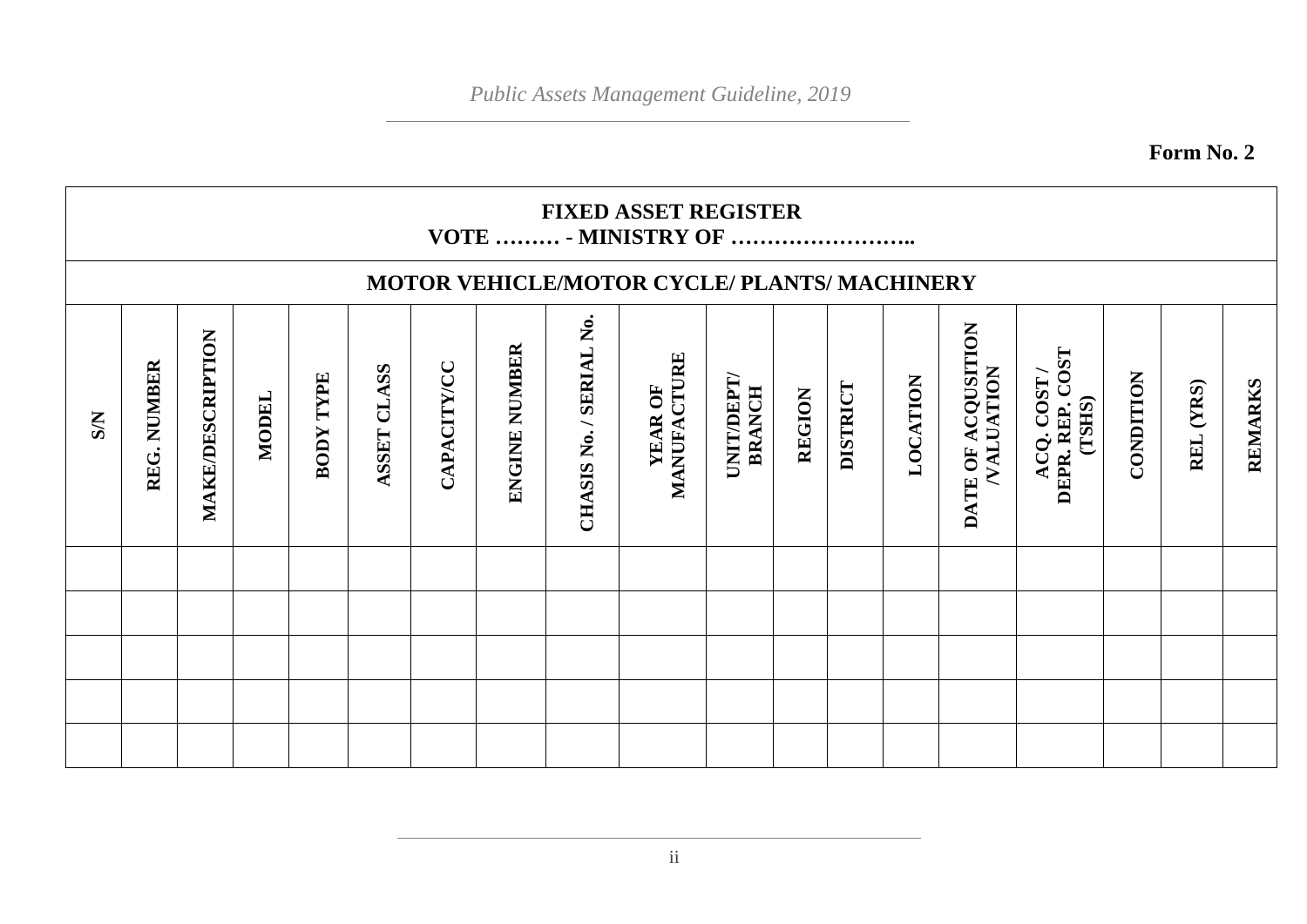**Form No. 2**

**FIXED ASSET REGISTER**
**VOTE ……… - MINISTRY OF ……………………..**

**MOTOR VEHICLE/MOTOR CYCLE/ PLANTS/ MACHINERY**

| S/N | REG. NUMBER | MAKE/DESCRIPTION | MODEL | BODY TYPE | ASSET CLASS | CAPACITY/CC | ENGINE NUMBER | CHASIS No. / SERIAL No. | YEAR OF MANUFACTURE | UNIT/DEPT/ BRANCH | REGION | DISTRICT | LOCATION | DATE OF ACQUSITION /VALUATION | ACQ. COST / DEPR. REP. COST (TSHS) | CONDITION | REL (YRS) | REMARKS |
|---|---|---|---|---|---|---|---|---|---|---|---|---|---|---|---|---|---|---|
| | | | | | | | | | | | | | | | | | | |
| | | | | | | | | | | | | | | | | | | |
| | | | | | | | | | | | | | | | | | | |
| | | | | | | | | | | | | | | | | | | |
| | | | | | | | | | | | | | | | | | | |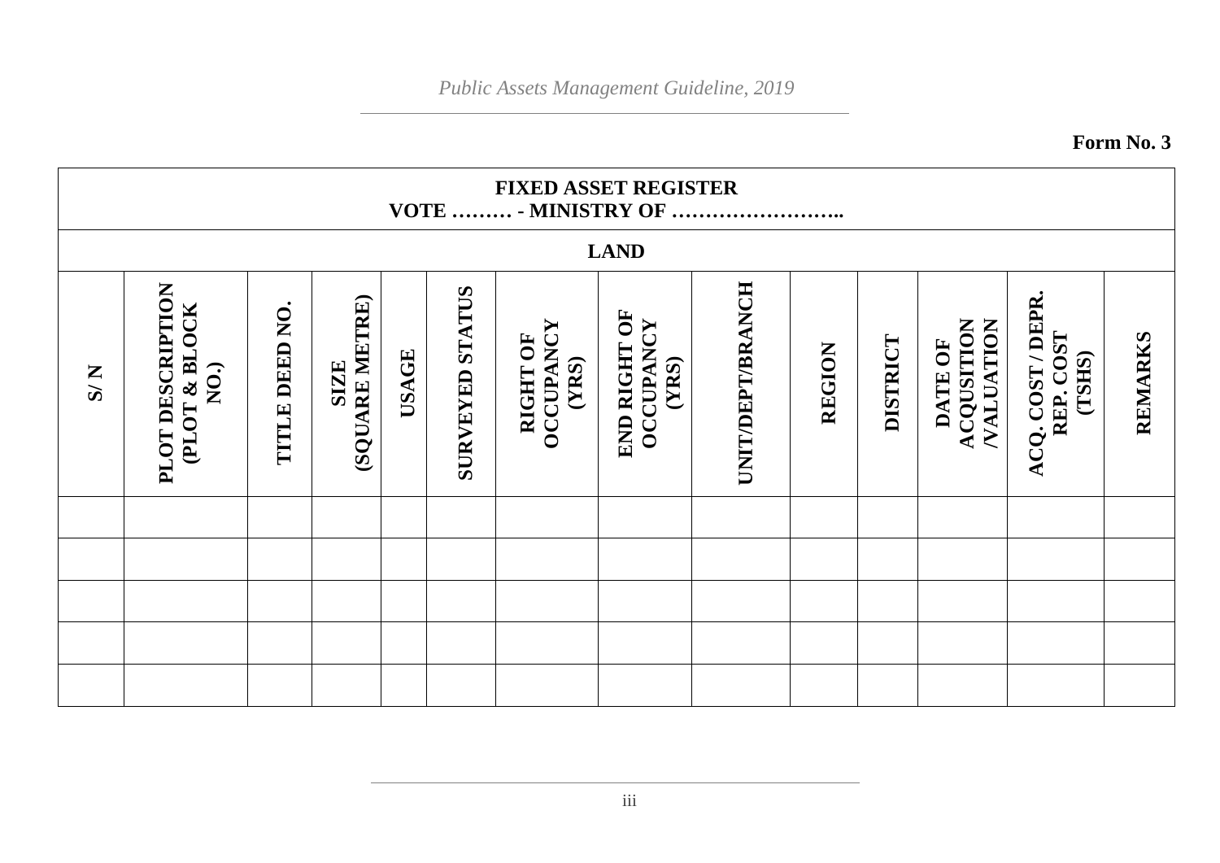**Form No. 3**

| FIXED ASSET REGISTER<br>VOTE ……… - MINISTRY OF …………………….. | | | | | | | | | | | | | |
|---|---|---|---|---|---|---|---|---|---|---|---|---|---|
| **LAND** | | | | | | | | | | | | | |
| **S/ N** | **PLOT DESCRIPTION (PLOT & BLOCK NO.)** | **TITLE DEED NO.** | **SIZE (SQUARE METRE)** | **USAGE** | **SURVEYED STATUS** | **RIGHT OF OCCUPANCY (YRS)** | **END RIGHT OF OCCUPANCY (YRS)** | **UNIT/DEPT/BRANCH** | **REGION** | **DISTRICT** | **DATE OF ACQUSITION /VALUATION** | **ACQ. COST / DEPR. REP. COST (TSHS)** | **REMARKS** |
| | | | | | | | | | | | | | |
| | | | | | | | | | | | | | |
| | | | | | | | | | | | | | |
| | | | | | | | | | | | | | |
| | | | | | | | | | | | | | |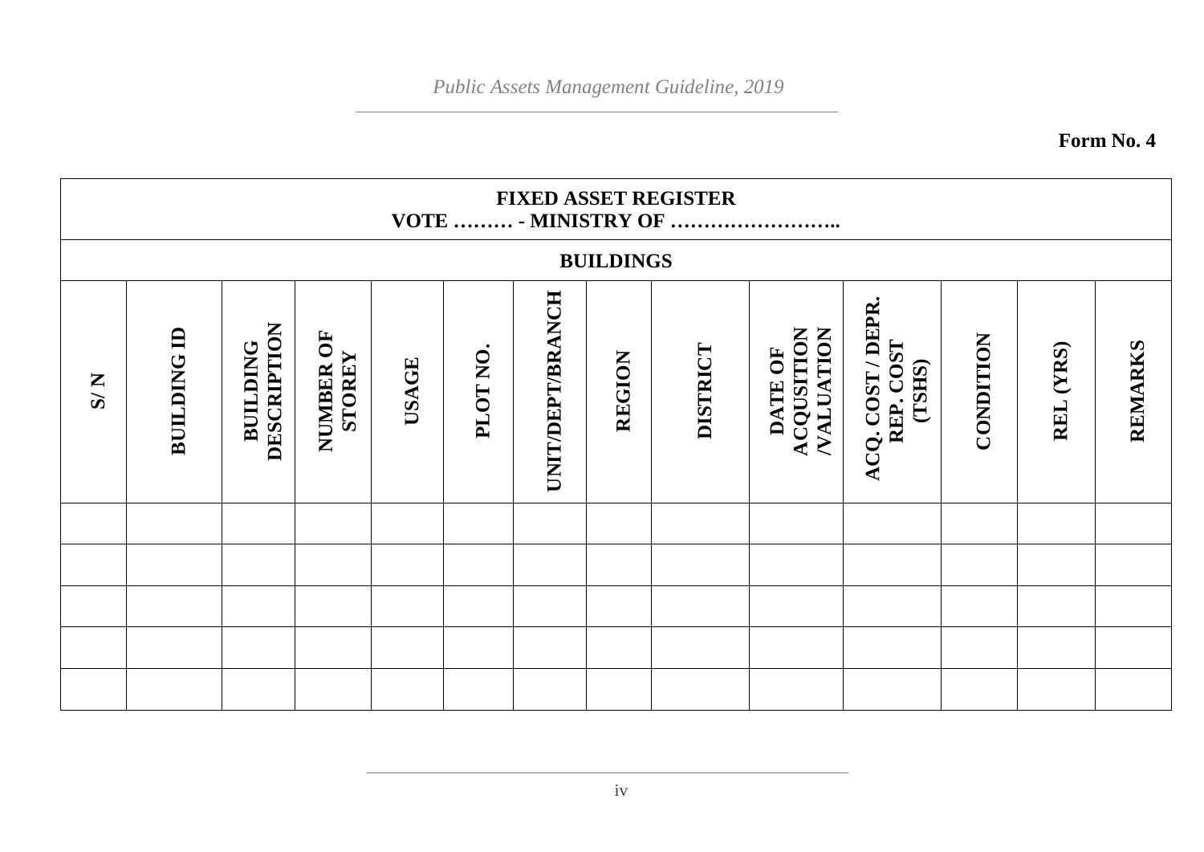**Form No. 4**

| FIXED ASSET REGISTER<br>VOTE ……… - MINISTRY OF …………………….. | | | | | | | | | | | | | |
|---|---|---|---|---|---|---|---|---|---|---|---|---|---|
| **BUILDINGS** | | | | | | | | | | | | | |
| **S/ N** | **BUILDING ID** | **BUILDING DESCRIPTION** | **NUMBER OF STOREY** | **USAGE** | **PLOT NO.** | **UNIT/DEPT/BRANCH** | **REGION** | **DISTRICT** | **DATE OF ACQUSITION /VALUATION** | **ACQ. COST / DEPR. REP. COST (TSHS)** | **CONDITION** | **REL (YRS)** | **REMARKS** |
| | | | | | | | | | | | | | |
| | | | | | | | | | | | | | |
| | | | | | | | | | | | | | |
| | | | | | | | | | | | | | |
| | | | | | | | | | | | | | |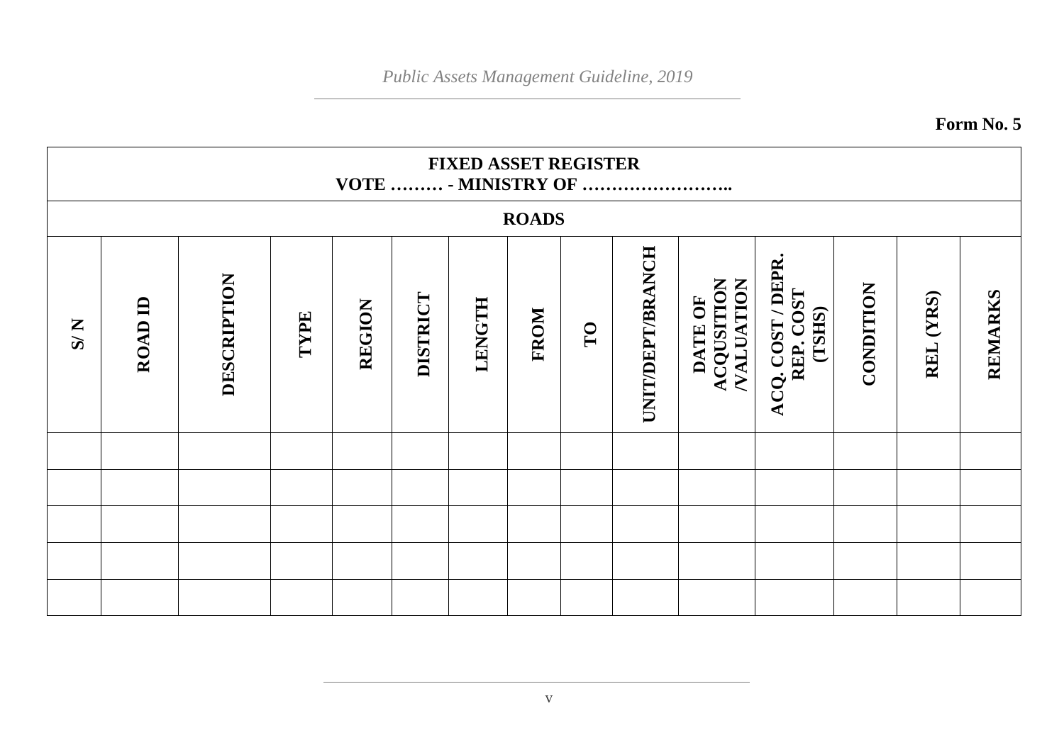**Form No. 5**

| FIXED ASSET REGISTER<br>VOTE ……… - MINISTRY OF …………………….. | | | | | | | | | | | | | | |
|---|---|---|---|---|---|---|---|---|---|---|---|---|---|---|
| **ROADS** | | | | | | | | | | | | | | |
| **S/ N** | **ROAD ID** | **DESCRIPTION** | **TYPE** | **REGION** | **DISTRICT** | **LENGTH** | **FROM** | **TO** | **UNIT/DEPT/BRANCH** | **DATE OF ACQUSITION /VALUATION** | **ACQ. COST / DEPR. REP. COST (TSHS)** | **CONDITION** | **REL (YRS)** | **REMARKS** |
| | | | | | | | | | | | | | | |
| | | | | | | | | | | | | | | |
| | | | | | | | | | | | | | | |
| | | | | | | | | | | | | | | |
| | | | | | | | | | | | | | | |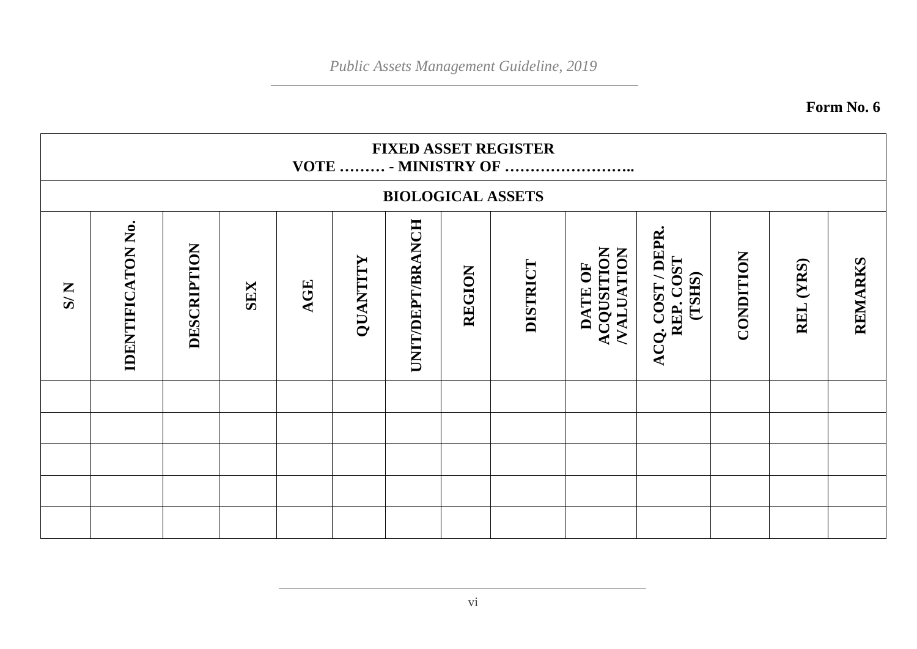**Form No. 6**

| FIXED ASSET REGISTER<br>VOTE ……… - MINISTRY OF …………………….. | | | | | | | | | | | | | |
|---|---|---|---|---|---|---|---|---|---|---|---|---|---|
| **BIOLOGICAL ASSETS** | | | | | | | | | | | | | |
| **S/ N** | **IDENTIFICATON No.** | **DESCRIPTION** | **SEX** | **AGE** | **QUANTITY** | **UNIT/DEPT/BRANCH** | **REGION** | **DISTRICT** | **DATE OF ACQUSITION /VALUATION** | **ACQ. COST / DEPR. REP. COST (TSHS)** | **CONDITION** | **REL (YRS)** | **REMARKS** |
| | | | | | | | | | | | | | |
| | | | | | | | | | | | | | |
| | | | | | | | | | | | | | |
| | | | | | | | | | | | | | |
| | | | | | | | | | | | | | |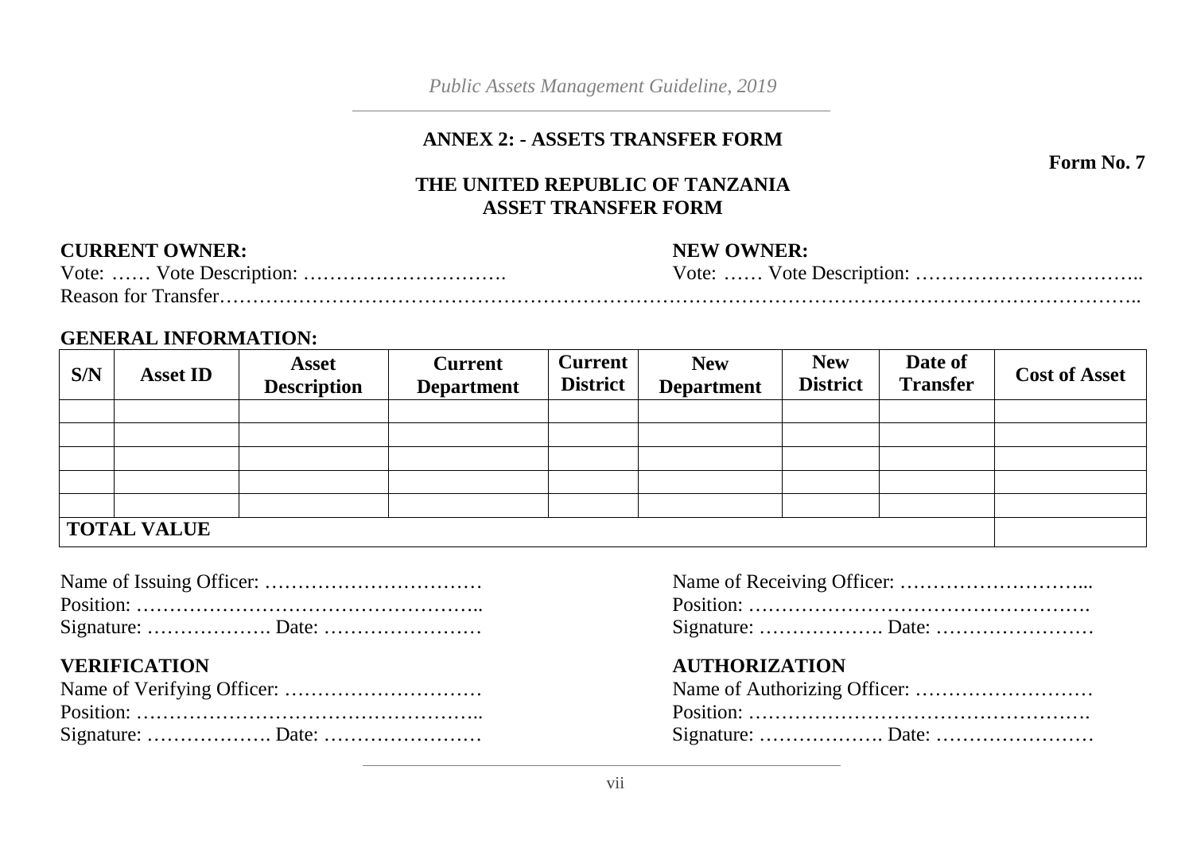## ANNEX 2: - ASSETS TRANSFER FORM

**Form No. 7**

**THE UNITED REPUBLIC OF TANZANIA**
**ASSET TRANSFER FORM**

**CURRENT OWNER:**
Vote: …… Vote Description: ………………………….

**NEW OWNER:**
Vote: …… Vote Description: ……………………………..

Reason for Transfer……………………………………………………………………………………………………………………..

**GENERAL INFORMATION:**

| S/N | Asset ID | Asset Description | Current Department | Current District | New Department | New District | Date of Transfer | Cost of Asset |
|---|---|---|---|---|---|---|---|---|
| | | | | | | | | |
| | | | | | | | | |
| | | | | | | | | |
| | | | | | | | | |
| | | | | | | | | |
| **TOTAL VALUE** | | | | | | | | |

Name of Issuing Officer: ……………………………
Position: ……………………………………………..
Signature: ………………. Date: ……………………

Name of Receiving Officer: ………………………...
Position: …………………………………………….
Signature: ………………. Date: ……………………

**VERIFICATION**
Name of Verifying Officer: …………………………
Position: ……………………………………………..
Signature: ………………. Date: ……………………

**AUTHORIZATION**
Name of Authorizing Officer: ………………………
Position: …………………………………………….
Signature: ………………. Date: ……………………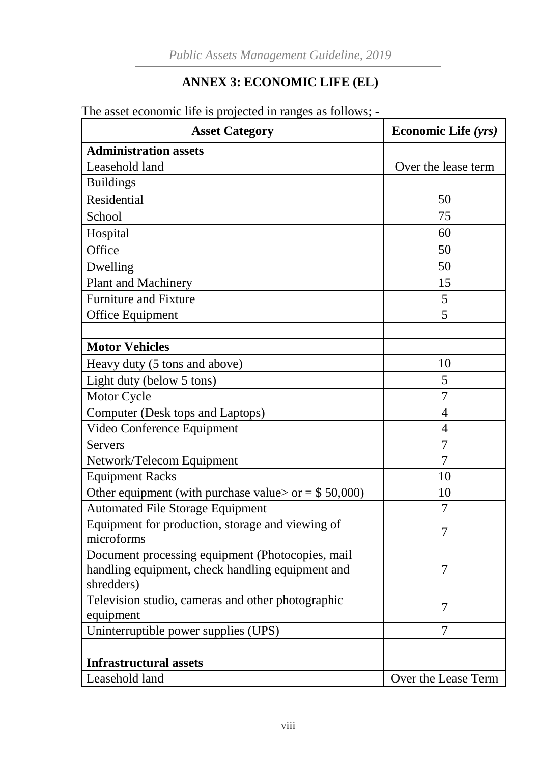## ANNEX 3: ECONOMIC LIFE (EL)

The asset economic life is projected in ranges as follows; -

| Asset Category | Economic Life *(yrs)* |
|---|---|
| **Administration assets** | |
| Leasehold land | Over the lease term |
| Buildings | |
| Residential | 50 |
| School | 75 |
| Hospital | 60 |
| Office | 50 |
| Dwelling | 50 |
| Plant and Machinery | 15 |
| Furniture and Fixture | 5 |
| Office Equipment | 5 |
| | |
| **Motor Vehicles** | |
| Heavy duty (5 tons and above) | 10 |
| Light duty (below 5 tons) | 5 |
| Motor Cycle | 7 |
| Computer (Desk tops and Laptops) | 4 |
| Video Conference Equipment | 4 |
| Servers | 7 |
| Network/Telecom Equipment | 7 |
| Equipment Racks | 10 |
| Other equipment (with purchase value> or = $ 50,000) | 10 |
| Automated File Storage Equipment | 7 |
| Equipment for production, storage and viewing of microforms | 7 |
| Document processing equipment (Photocopies, mail handling equipment, check handling equipment and shredders) | 7 |
| Television studio, cameras and other photographic equipment | 7 |
| Uninterruptible power supplies (UPS) | 7 |
| | |
| **Infrastructural assets** | |
| Leasehold land | Over the Lease Term |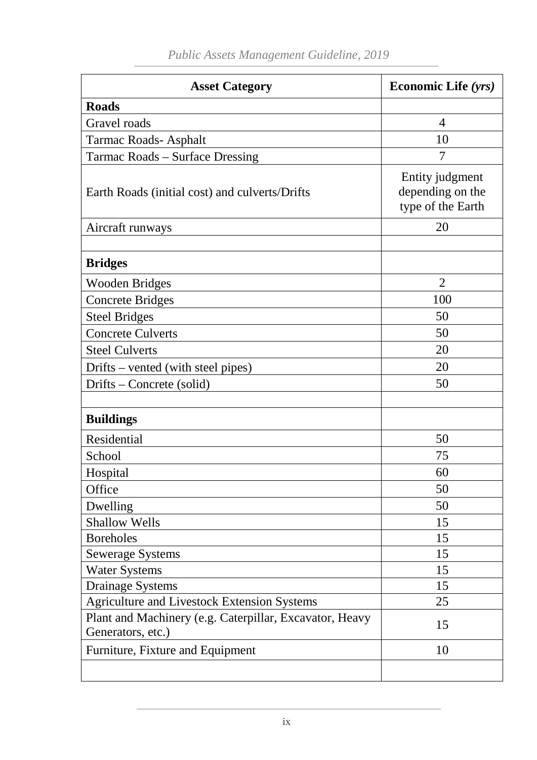| Asset Category | Economic Life *(yrs)* |
|---|---|
| **Roads** | |
| Gravel roads | 4 |
| Tarmac Roads- Asphalt | 10 |
| Tarmac Roads – Surface Dressing | 7 |
| Earth Roads (initial cost) and culverts/Drifts | Entity judgment depending on the type of the Earth |
| Aircraft runways | 20 |
| | |
| **Bridges** | |
| Wooden Bridges | 2 |
| Concrete Bridges | 100 |
| Steel Bridges | 50 |
| Concrete Culverts | 50 |
| Steel Culverts | 20 |
| Drifts – vented (with steel pipes) | 20 |
| Drifts – Concrete (solid) | 50 |
| | |
| **Buildings** | |
| Residential | 50 |
| School | 75 |
| Hospital | 60 |
| Office | 50 |
| Dwelling | 50 |
| Shallow Wells | 15 |
| Boreholes | 15 |
| Sewerage Systems | 15 |
| Water Systems | 15 |
| Drainage Systems | 15 |
| Agriculture and Livestock Extension Systems | 25 |
| Plant and Machinery (e.g. Caterpillar, Excavator, Heavy Generators, etc.) | 15 |
| Furniture, Fixture and Equipment | 10 |
| | |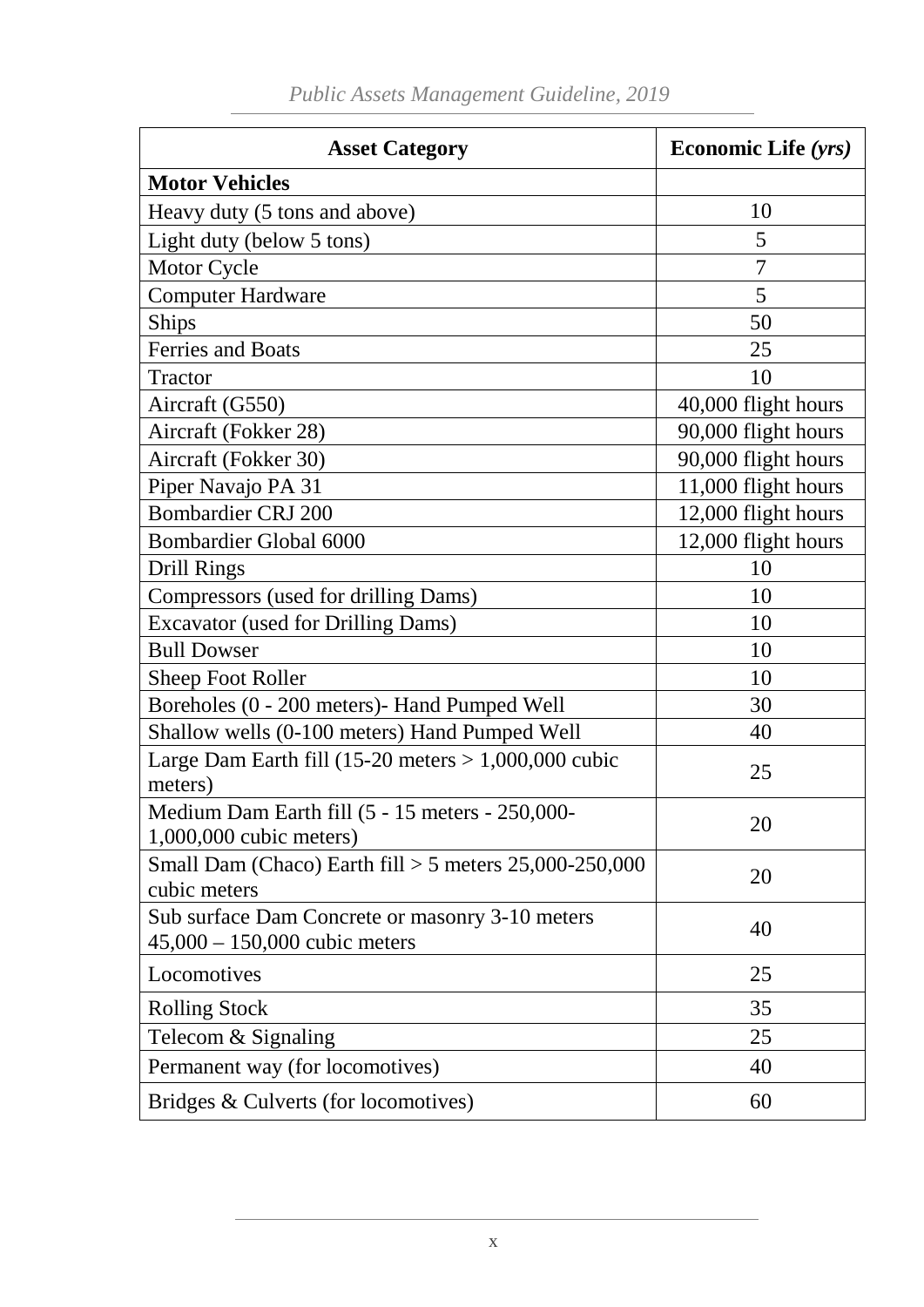| **Asset Category** | **Economic Life *(yrs)*** |
|---|---|
| **Motor Vehicles** | |
| Heavy duty (5 tons and above) | 10 |
| Light duty (below 5 tons) | 5 |
| Motor Cycle | 7 |
| Computer Hardware | 5 |
| Ships | 50 |
| Ferries and Boats | 25 |
| Tractor | 10 |
| Aircraft (G550) | 40,000 flight hours |
| Aircraft (Fokker 28) | 90,000 flight hours |
| Aircraft (Fokker 30) | 90,000 flight hours |
| Piper Navajo PA 31 | 11,000 flight hours |
| Bombardier CRJ 200 | 12,000 flight hours |
| Bombardier Global 6000 | 12,000 flight hours |
| Drill Rings | 10 |
| Compressors (used for drilling Dams) | 10 |
| Excavator (used for Drilling Dams) | 10 |
| Bull Dowser | 10 |
| Sheep Foot Roller | 10 |
| Boreholes (0 - 200 meters)- Hand Pumped Well | 30 |
| Shallow wells (0-100 meters) Hand Pumped Well | 40 |
| Large Dam Earth fill (15-20 meters > 1,000,000 cubic meters) | 25 |
| Medium Dam Earth fill (5 - 15 meters - 250,000-1,000,000 cubic meters) | 20 |
| Small Dam (Chaco) Earth fill > 5 meters 25,000-250,000 cubic meters | 20 |
| Sub surface Dam Concrete or masonry 3-10 meters 45,000 – 150,000 cubic meters | 40 |
| Locomotives | 25 |
| Rolling Stock | 35 |
| Telecom & Signaling | 25 |
| Permanent way (for locomotives) | 40 |
| Bridges & Culverts (for locomotives) | 60 |